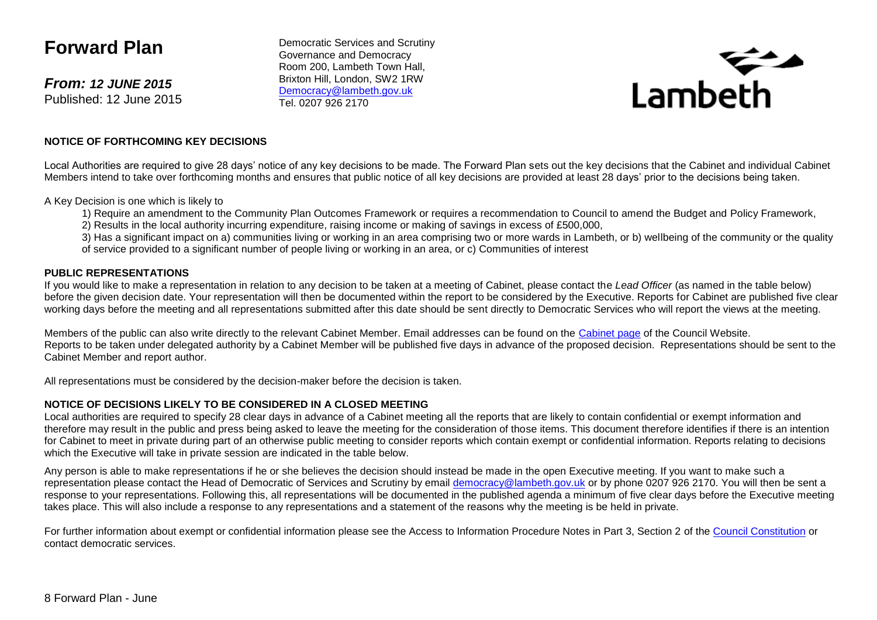# Forward Plan

***From: 12 JUNE 2015***
Published: 12 June 2015

Democratic Services and Scrutiny
Governance and Democracy
Room 200, Lambeth Town Hall,
Brixton Hill, London, SW2 1RW
Democracy@lambeth.gov.uk
Tel. 0207 926 2170

Lambeth

**NOTICE OF FORTHCOMING KEY DECISIONS**

Local Authorities are required to give 28 days' notice of any key decisions to be made. The Forward Plan sets out the key decisions that the Cabinet and individual Cabinet Members intend to take over forthcoming months and ensures that public notice of all key decisions are provided at least 28 days' prior to the decisions being taken.

A Key Decision is one which is likely to

1) Require an amendment to the Community Plan Outcomes Framework or requires a recommendation to Council to amend the Budget and Policy Framework,
2) Results in the local authority incurring expenditure, raising income or making of savings in excess of £500,000,
3) Has a significant impact on a) communities living or working in an area comprising two or more wards in Lambeth, or b) wellbeing of the community or the quality of service provided to a significant number of people living or working in an area, or c) Communities of interest

**PUBLIC REPRESENTATIONS**

If you would like to make a representation in relation to any decision to be taken at a meeting of Cabinet, please contact the *Lead Officer* (as named in the table below) before the given decision date. Your representation will then be documented within the report to be considered by the Executive. Reports for Cabinet are published five clear working days before the meeting and all representations submitted after this date should be sent directly to Democratic Services who will report the views at the meeting.

Members of the public can also write directly to the relevant Cabinet Member. Email addresses can be found on the Cabinet page of the Council Website.
Reports to be taken under delegated authority by a Cabinet Member will be published five days in advance of the proposed decision. Representations should be sent to the Cabinet Member and report author.

All representations must be considered by the decision-maker before the decision is taken.

**NOTICE OF DECISIONS LIKELY TO BE CONSIDERED IN A CLOSED MEETING**

Local authorities are required to specify 28 clear days in advance of a Cabinet meeting all the reports that are likely to contain confidential or exempt information and therefore may result in the public and press being asked to leave the meeting for the consideration of those items. This document therefore identifies if there is an intention for Cabinet to meet in private during part of an otherwise public meeting to consider reports which contain exempt or confidential information. Reports relating to decisions which the Executive will take in private session are indicated in the table below.

Any person is able to make representations if he or she believes the decision should instead be made in the open Executive meeting. If you want to make such a representation please contact the Head of Democratic of Services and Scrutiny by email democracy@lambeth.gov.uk or by phone 0207 926 2170. You will then be sent a response to your representations. Following this, all representations will be documented in the published agenda a minimum of five clear days before the Executive meeting takes place. This will also include a response to any representations and a statement of the reasons why the meeting is be held in private.

For further information about exempt or confidential information please see the Access to Information Procedure Notes in Part 3, Section 2 of the Council Constitution or contact democratic services.

8 Forward Plan - June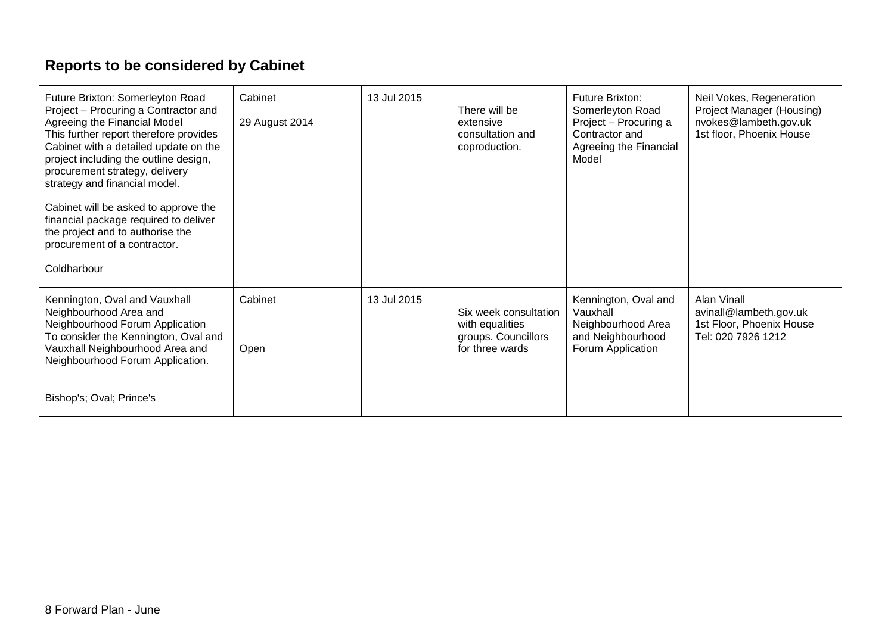## Reports to be considered by Cabinet

| | | | | | |
|---|---|---|---|---|---|
| Future Brixton: Somerleyton Road Project – Procuring a Contractor and Agreeing the Financial Model<br>This further report therefore provides Cabinet with a detailed update on the project including the outline design, procurement strategy, delivery strategy and financial model.<br><br>Cabinet will be asked to approve the financial package required to deliver the project and to authorise the procurement of a contractor.<br><br>Coldharbour | Cabinet<br><br>29 August 2014 | 13 Jul 2015 | There will be extensive consultation and coproduction. | Future Brixton: Somerleyton Road Project – Procuring a Contractor and Agreeing the Financial Model | Neil Vokes, Regeneration Project Manager (Housing)<br>nvokes@lambeth.gov.uk<br>1st floor, Phoenix House |
| Kennington, Oval and Vauxhall Neighbourhood Area and Neighbourhood Forum Application<br>To consider the Kennington, Oval and Vauxhall Neighbourhood Area and Neighbourhood Forum Application.<br><br>Bishop's; Oval; Prince's | Cabinet<br><br>Open | 13 Jul 2015 | Six week consultation with equalities groups. Councillors for three wards | Kennington, Oval and Vauxhall Neighbourhood Area and Neighbourhood Forum Application | Alan Vinall<br>avinall@lambeth.gov.uk<br>1st Floor, Phoenix House<br>Tel: 020 7926 1212 |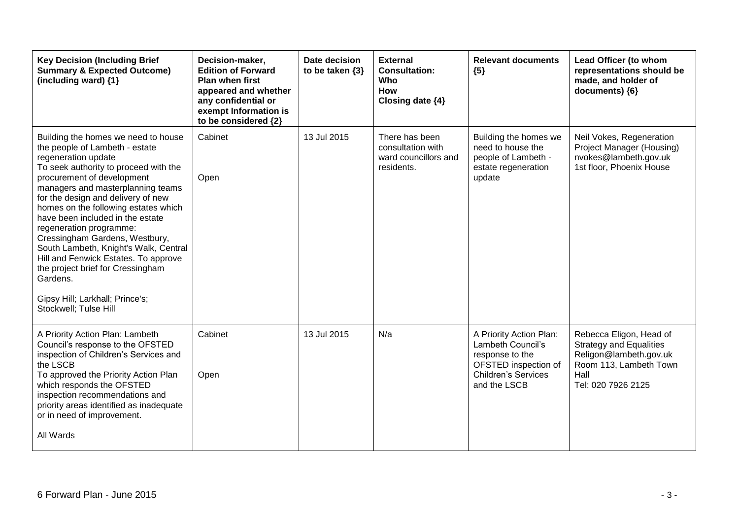| Key Decision (Including Brief Summary & Expected Outcome) (including ward) {1} | Decision-maker, Edition of Forward Plan when first appeared and whether any confidential or exempt Information is to be considered {2} | Date decision to be taken {3} | External Consultation: Who How Closing date {4} | Relevant documents {5} | Lead Officer (to whom representations should be made, and holder of documents) {6} |
|---|---|---|---|---|---|
| Building the homes we need to house the people of Lambeth - estate regeneration update<br>To seek authority to proceed with the procurement of development managers and masterplanning teams for the design and delivery of new homes on the following estates which have been included in the estate regeneration programme: Cressingham Gardens, Westbury, South Lambeth, Knight's Walk, Central Hill and Fenwick Estates. To approve the project brief for Cressingham Gardens.<br><br>Gipsy Hill; Larkhall; Prince's; Stockwell; Tulse Hill | Cabinet<br><br>Open | 13 Jul 2015 | There has been consultation with ward councillors and residents. | Building the homes we need to house the people of Lambeth - estate regeneration update | Neil Vokes, Regeneration Project Manager (Housing)<br>nvokes@lambeth.gov.uk<br>1st floor, Phoenix House |
| A Priority Action Plan: Lambeth Council's response to the OFSTED inspection of Children's Services and the LSCB<br>To approved the Priority Action Plan which responds the OFSTED inspection recommendations and priority areas identified as inadequate or in need of improvement.<br><br>All Wards | Cabinet<br><br>Open | 13 Jul 2015 | N/a | A Priority Action Plan: Lambeth Council's response to the OFSTED inspection of Children's Services and the LSCB | Rebecca Eligon, Head of Strategy and Equalities<br>Religon@lambeth.gov.uk<br>Room 113, Lambeth Town Hall<br>Tel: 020 7926 2125 |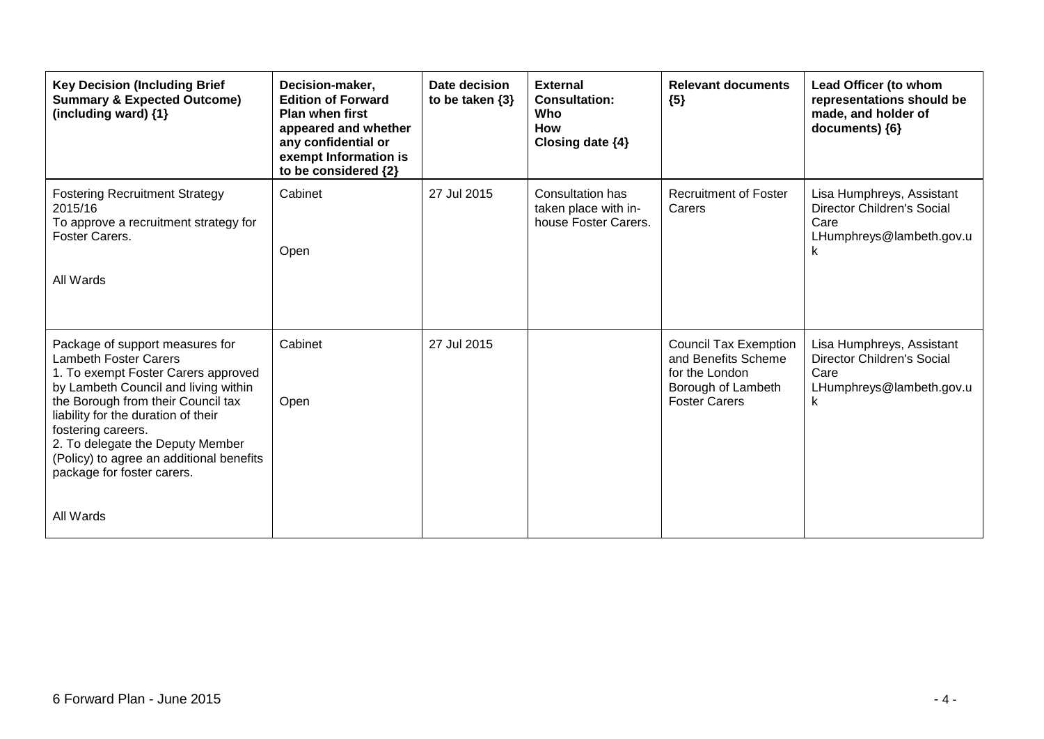| Key Decision (Including Brief Summary & Expected Outcome) (including ward) {1} | Decision-maker, Edition of Forward Plan when first appeared and whether any confidential or exempt Information is to be considered {2} | Date decision to be taken {3} | External Consultation: Who How Closing date {4} | Relevant documents {5} | Lead Officer (to whom representations should be made, and holder of documents) {6} |
|---|---|---|---|---|---|
| Fostering Recruitment Strategy 2015/16<br>To approve a recruitment strategy for Foster Carers.<br><br>All Wards | Cabinet<br><br>Open | 27 Jul 2015 | Consultation has taken place with in-house Foster Carers. | Recruitment of Foster Carers | Lisa Humphreys, Assistant Director Children's Social Care<br>LHumphreys@lambeth.gov.uk |
| Package of support measures for Lambeth Foster Carers<br>1. To exempt Foster Carers approved by Lambeth Council and living within the Borough from their Council tax liability for the duration of their fostering careers.<br>2. To delegate the Deputy Member (Policy) to agree an additional benefits package for foster carers.<br><br>All Wards | Cabinet<br><br>Open | 27 Jul 2015 | | Council Tax Exemption and Benefits Scheme for the London Borough of Lambeth Foster Carers | Lisa Humphreys, Assistant Director Children's Social Care<br>LHumphreys@lambeth.gov.uk |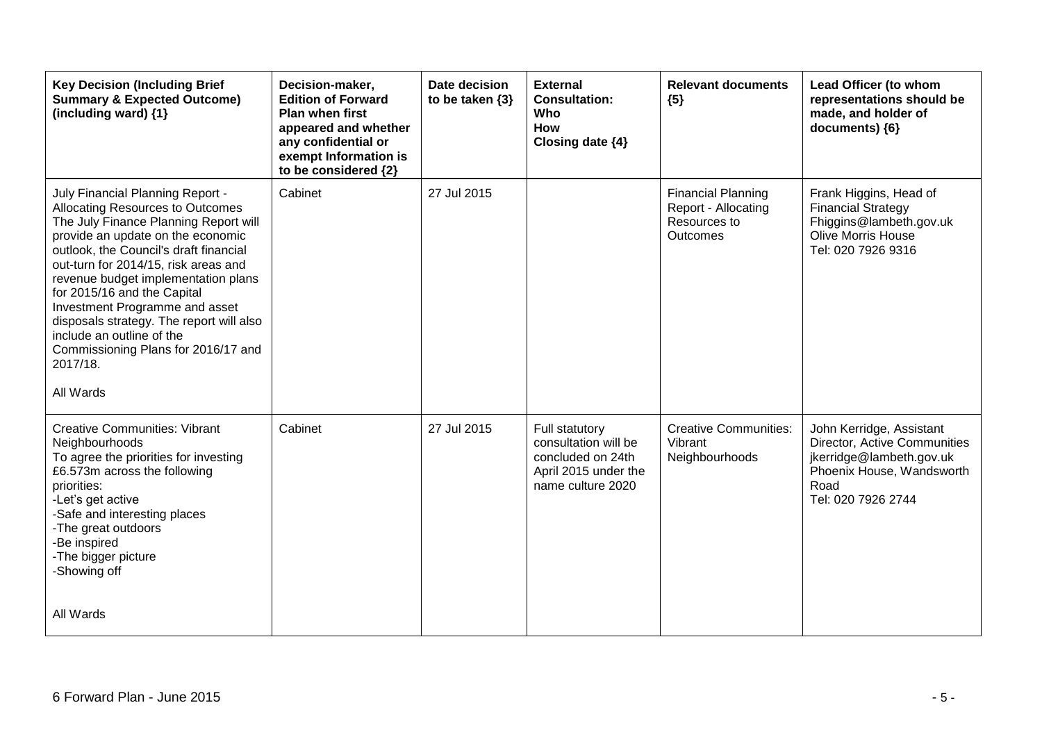| Key Decision (Including Brief Summary & Expected Outcome) (including ward) {1} | Decision-maker, Edition of Forward Plan when first appeared and whether any confidential or exempt Information is to be considered {2} | Date decision to be taken {3} | External Consultation: Who How Closing date {4} | Relevant documents {5} | Lead Officer (to whom representations should be made, and holder of documents) {6} |
|---|---|---|---|---|---|
| July Financial Planning Report - Allocating Resources to Outcomes<br>The July Finance Planning Report will provide an update on the economic outlook, the Council's draft financial out-turn for 2014/15, risk areas and revenue budget implementation plans for 2015/16 and the Capital Investment Programme and asset disposals strategy. The report will also include an outline of the Commissioning Plans for 2016/17 and 2017/18.<br><br>All Wards | Cabinet | 27 Jul 2015 | | Financial Planning Report - Allocating Resources to Outcomes | Frank Higgins, Head of Financial Strategy<br>Fhiggins@lambeth.gov.uk<br>Olive Morris House<br>Tel: 020 7926 9316 |
| Creative Communities: Vibrant Neighbourhoods<br>To agree the priorities for investing £6.573m across the following priorities:<br>-Let's get active<br>-Safe and interesting places<br>-The great outdoors<br>-Be inspired<br>-The bigger picture<br>-Showing off<br><br>All Wards | Cabinet | 27 Jul 2015 | Full statutory consultation will be concluded on 24th April 2015 under the name culture 2020 | Creative Communities: Vibrant Neighbourhoods | John Kerridge, Assistant Director, Active Communities<br>jkerridge@lambeth.gov.uk<br>Phoenix House, Wandsworth Road<br>Tel: 020 7926 2744 |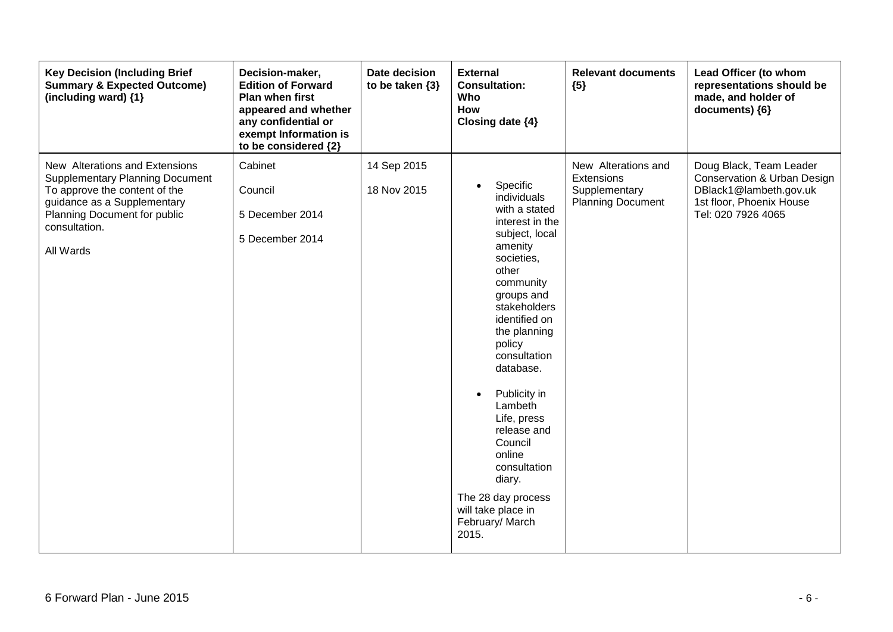| Key Decision (Including Brief Summary & Expected Outcome) (including ward) {1} | Decision-maker, Edition of Forward Plan when first appeared and whether any confidential or exempt Information is to be considered {2} | Date decision to be taken {3} | External Consultation: Who How Closing date {4} | Relevant documents {5} | Lead Officer (to whom representations should be made, and holder of documents) {6} |
|---|---|---|---|---|---|
| New Alterations and Extensions Supplementary Planning Document To approve the content of the guidance as a Supplementary Planning Document for public consultation.<br><br>All Wards | Cabinet<br><br>Council<br><br>5 December 2014<br><br>5 December 2014 | 14 Sep 2015<br><br>18 Nov 2015 | • Specific individuals with a stated interest in the subject, local amenity societies, other community groups and stakeholders identified on the planning policy consultation database.<br><br>• Publicity in Lambeth Life, press release and Council online consultation diary.<br><br>The 28 day process will take place in February/ March 2015. | New Alterations and Extensions Supplementary Planning Document | Doug Black, Team Leader Conservation & Urban Design<br>DBlack1@lambeth.gov.uk<br>1st floor, Phoenix House<br>Tel: 020 7926 4065 |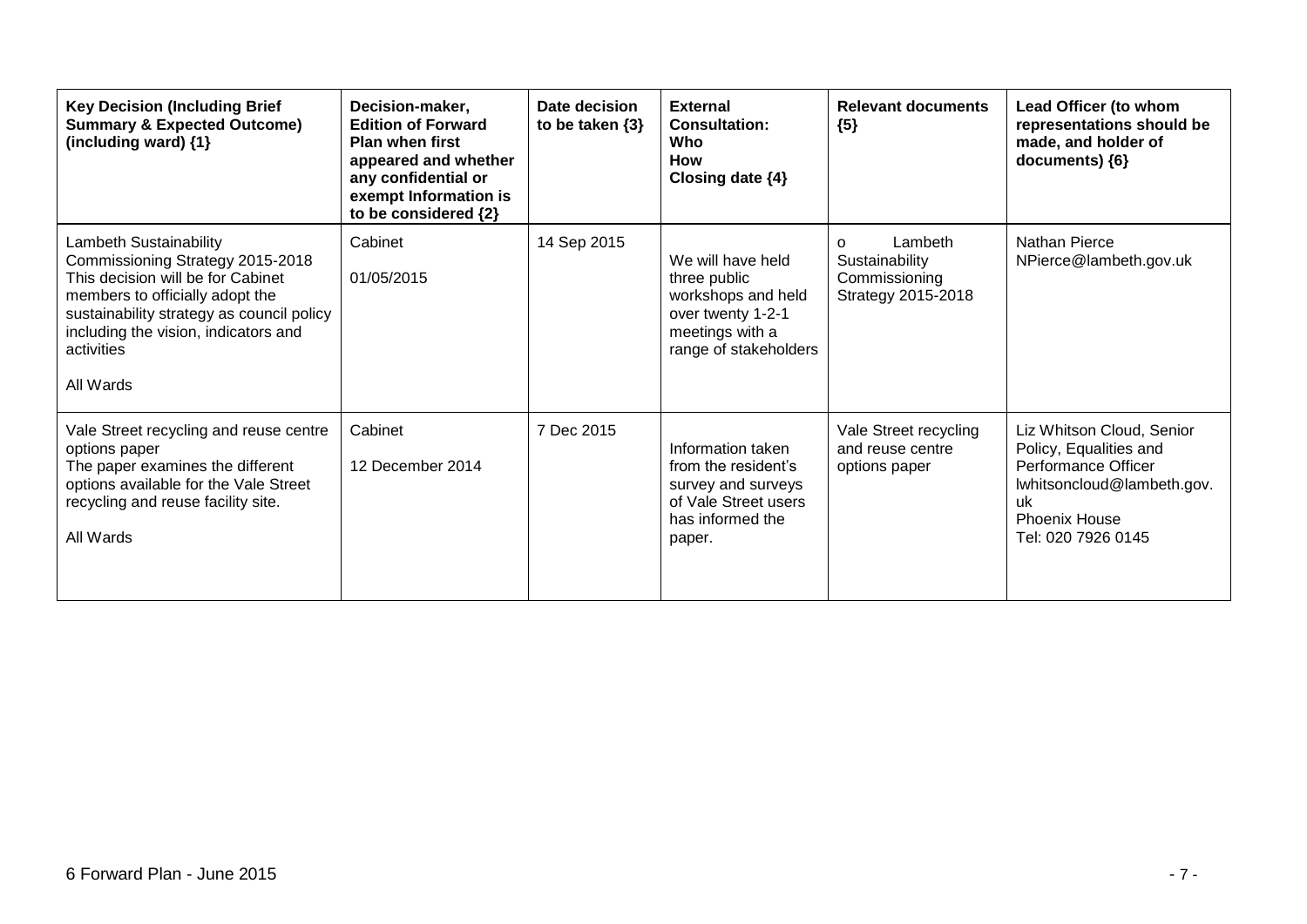| Key Decision (Including Brief Summary & Expected Outcome) (including ward) {1} | Decision-maker, Edition of Forward Plan when first appeared and whether any confidential or exempt Information is to be considered {2} | Date decision to be taken {3} | External Consultation: Who How Closing date {4} | Relevant documents {5} | Lead Officer (to whom representations should be made, and holder of documents) {6} |
|---|---|---|---|---|---|
| Lambeth Sustainability Commissioning Strategy 2015-2018<br>This decision will be for Cabinet members to officially adopt the sustainability strategy as council policy including the vision, indicators and activities<br><br>All Wards | Cabinet<br><br>01/05/2015 | 14 Sep 2015 | We will have held three public workshops and held over twenty 1-2-1 meetings with a range of stakeholders | o Lambeth Sustainability Commissioning Strategy 2015-2018 | Nathan Pierce<br>NPierce@lambeth.gov.uk |
| Vale Street recycling and reuse centre options paper<br>The paper examines the different options available for the Vale Street recycling and reuse facility site.<br><br>All Wards | Cabinet<br><br>12 December 2014 | 7 Dec 2015 | Information taken from the resident's survey and surveys of Vale Street users has informed the paper. | Vale Street recycling and reuse centre options paper | Liz Whitson Cloud, Senior Policy, Equalities and Performance Officer<br>lwhitsoncloud@lambeth.gov.uk<br>Phoenix House<br>Tel: 020 7926 0145 |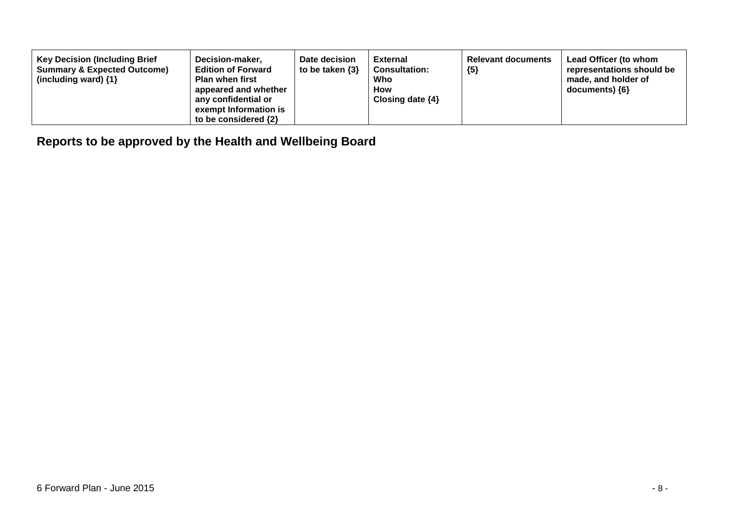| Key Decision (Including Brief Summary & Expected Outcome) (including ward) {1} | Decision-maker, Edition of Forward Plan when first appeared and whether any confidential or exempt Information is to be considered {2} | Date decision to be taken {3} | External Consultation: Who How Closing date {4} | Relevant documents {5} | Lead Officer (to whom representations should be made, and holder of documents) {6} |
|---|---|---|---|---|---|

## Reports to be approved by the Health and Wellbeing Board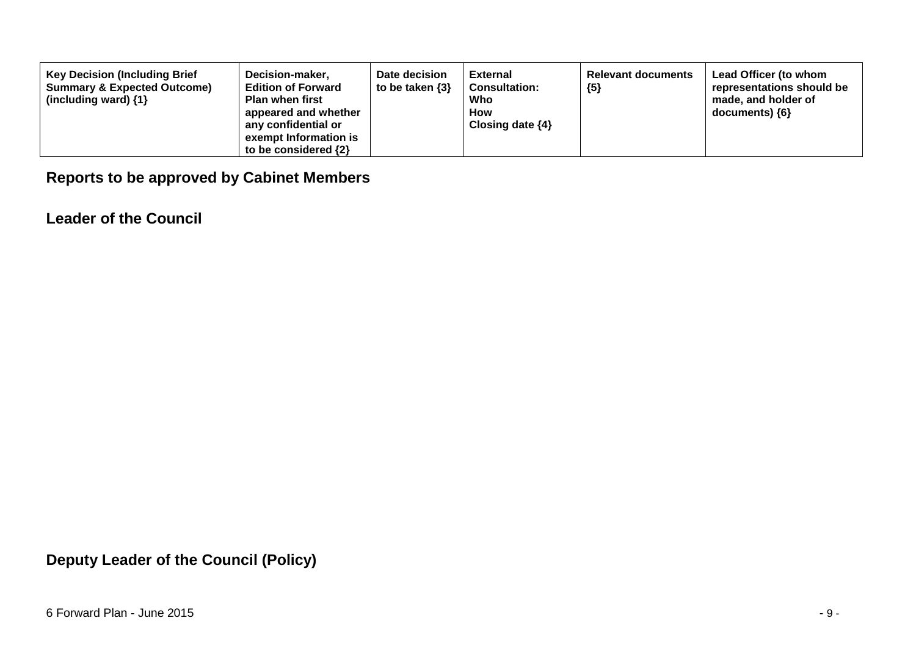| Key Decision (Including Brief Summary & Expected Outcome) (including ward) {1} | Decision-maker, Edition of Forward Plan when first appeared and whether any confidential or exempt Information is to be considered {2} | Date decision to be taken {3} | External Consultation: Who How Closing date {4} | Relevant documents {5} | Lead Officer (to whom representations should be made, and holder of documents) {6} |
| --- | --- | --- | --- | --- | --- |

## Reports to be approved by Cabinet Members

## Leader of the Council

## Deputy Leader of the Council (Policy)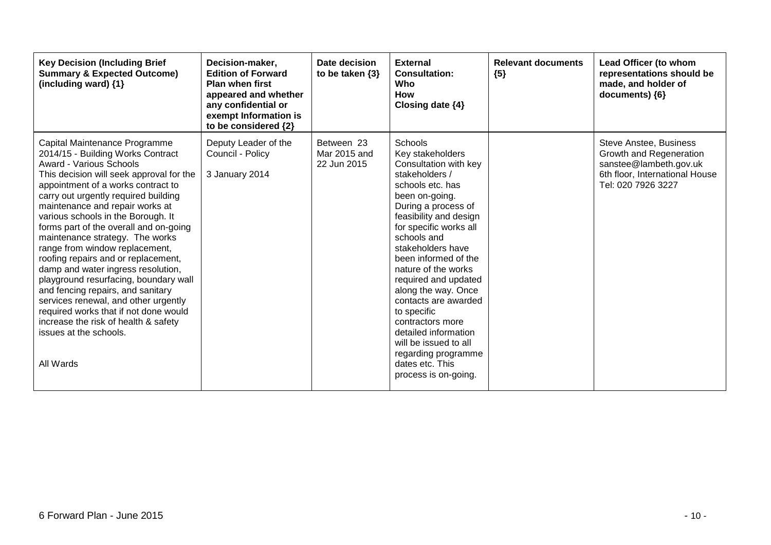| Key Decision (Including Brief Summary & Expected Outcome) (including ward) {1} | Decision-maker, Edition of Forward Plan when first appeared and whether any confidential or exempt Information is to be considered {2} | Date decision to be taken {3} | External Consultation: Who How Closing date {4} | Relevant documents {5} | Lead Officer (to whom representations should be made, and holder of documents) {6} |
|---|---|---|---|---|---|
| Capital Maintenance Programme 2014/15 - Building Works Contract Award - Various Schools<br>This decision will seek approval for the appointment of a works contract to carry out urgently required building maintenance and repair works at various schools in the Borough. It forms part of the overall and on-going maintenance strategy. The works range from window replacement, roofing repairs and or replacement, damp and water ingress resolution, playground resurfacing, boundary wall and fencing repairs, and sanitary services renewal, and other urgently required works that if not done would increase the risk of health & safety issues at the schools.<br><br>All Wards | Deputy Leader of the Council - Policy<br><br>3 January 2014 | Between 23 Mar 2015 and 22 Jun 2015 | Schools<br>Key stakeholders<br>Consultation with key stakeholders / schools etc. has been on-going. During a process of feasibility and design for specific works all schools and stakeholders have been informed of the nature of the works required and updated along the way. Once contacts are awarded to specific contractors more detailed information will be issued to all regarding programme dates etc. This process is on-going. | | Steve Anstee, Business Growth and Regeneration<br>sanstee@lambeth.gov.uk<br>6th floor, International House<br>Tel: 020 7926 3227 |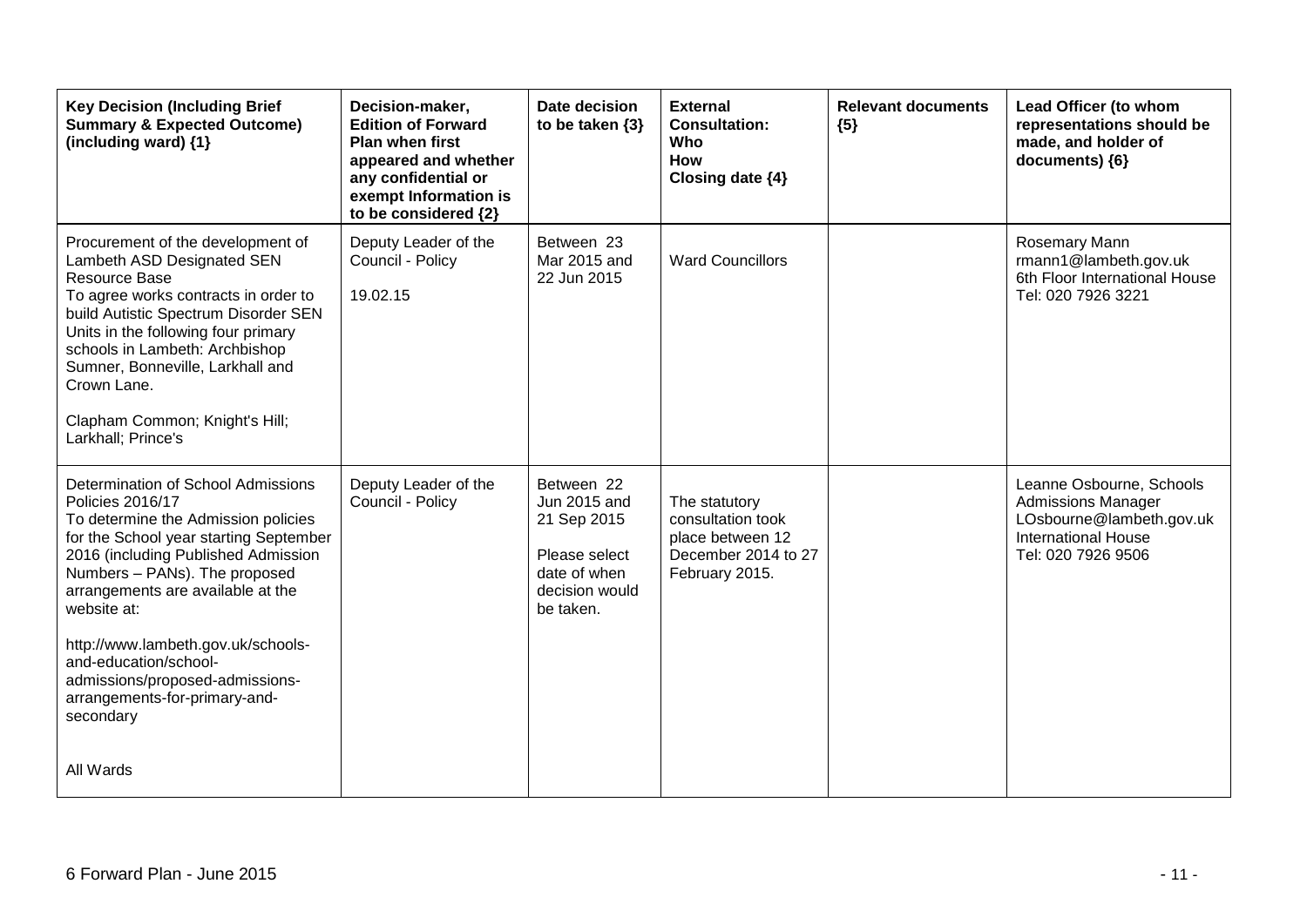| Key Decision (Including Brief Summary & Expected Outcome) (including ward) {1} | Decision-maker, Edition of Forward Plan when first appeared and whether any confidential or exempt Information is to be considered {2} | Date decision to be taken {3} | External Consultation: Who How Closing date {4} | Relevant documents {5} | Lead Officer (to whom representations should be made, and holder of documents) {6} |
|---|---|---|---|---|---|
| Procurement of the development of Lambeth ASD Designated SEN Resource Base<br>To agree works contracts in order to build Autistic Spectrum Disorder SEN Units in the following four primary schools in Lambeth: Archbishop Sumner, Bonneville, Larkhall and Crown Lane.<br><br>Clapham Common; Knight's Hill; Larkhall; Prince's | Deputy Leader of the Council - Policy<br><br>19.02.15 | Between 23 Mar 2015 and 22 Jun 2015 | Ward Councillors | | Rosemary Mann<br>rmann1@lambeth.gov.uk<br>6th Floor International House<br>Tel: 020 7926 3221 |
| Determination of School Admissions Policies 2016/17<br>To determine the Admission policies for the School year starting September 2016 (including Published Admission Numbers – PANs). The proposed arrangements are available at the website at:<br><br>http://www.lambeth.gov.uk/schools-and-education/school-admissions/proposed-admissions-arrangements-for-primary-and-secondary<br><br>All Wards | Deputy Leader of the Council - Policy | Between 22 Jun 2015 and 21 Sep 2015<br><br>Please select date of when decision would be taken. | The statutory consultation took place between 12 December 2014 to 27 February 2015. | | Leanne Osbourne, Schools Admissions Manager<br>LOsbourne@lambeth.gov.uk<br>International House<br>Tel: 020 7926 9506 |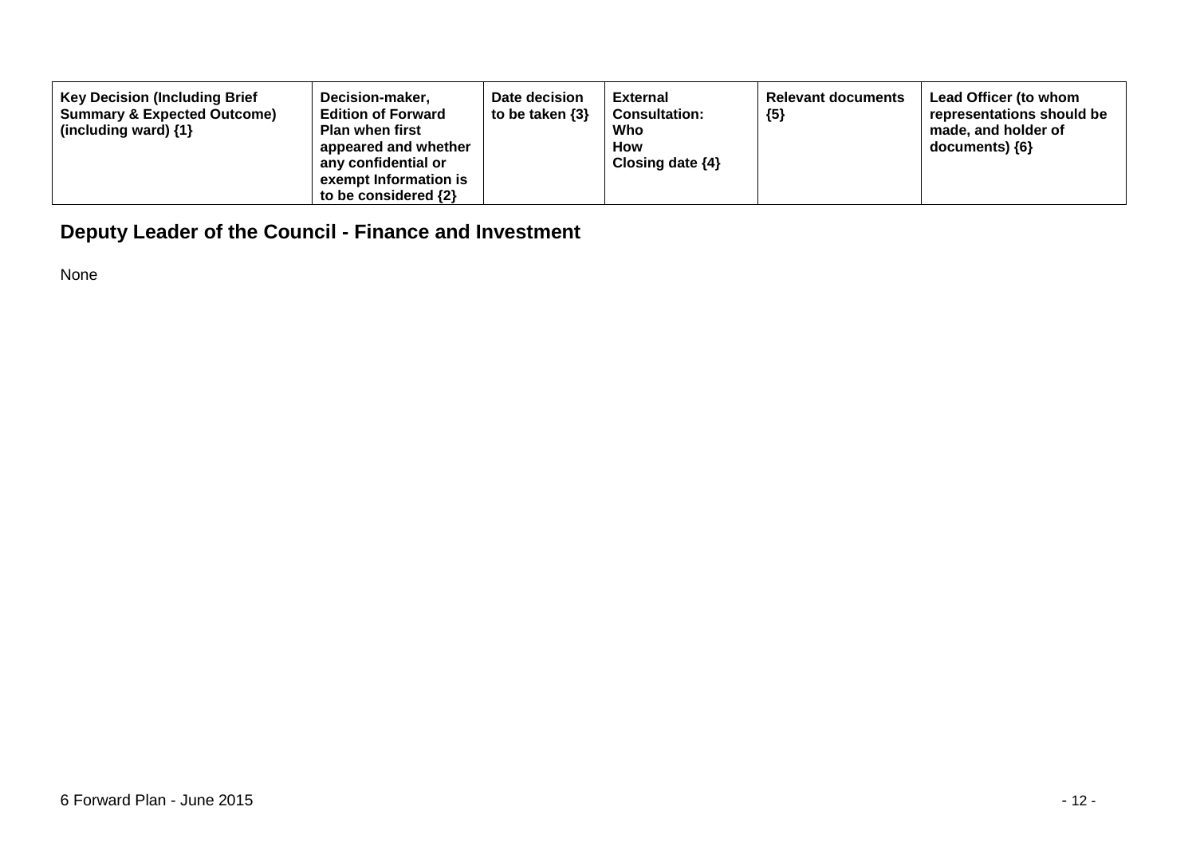| Key Decision (Including Brief Summary & Expected Outcome) (including ward) {1} | Decision-maker, Edition of Forward Plan when first appeared and whether any confidential or exempt Information is to be considered {2} | Date decision to be taken {3} | External Consultation: Who How Closing date {4} | Relevant documents {5} | Lead Officer (to whom representations should be made, and holder of documents) {6} |
|---|---|---|---|---|---|

## Deputy Leader of the Council - Finance and Investment

None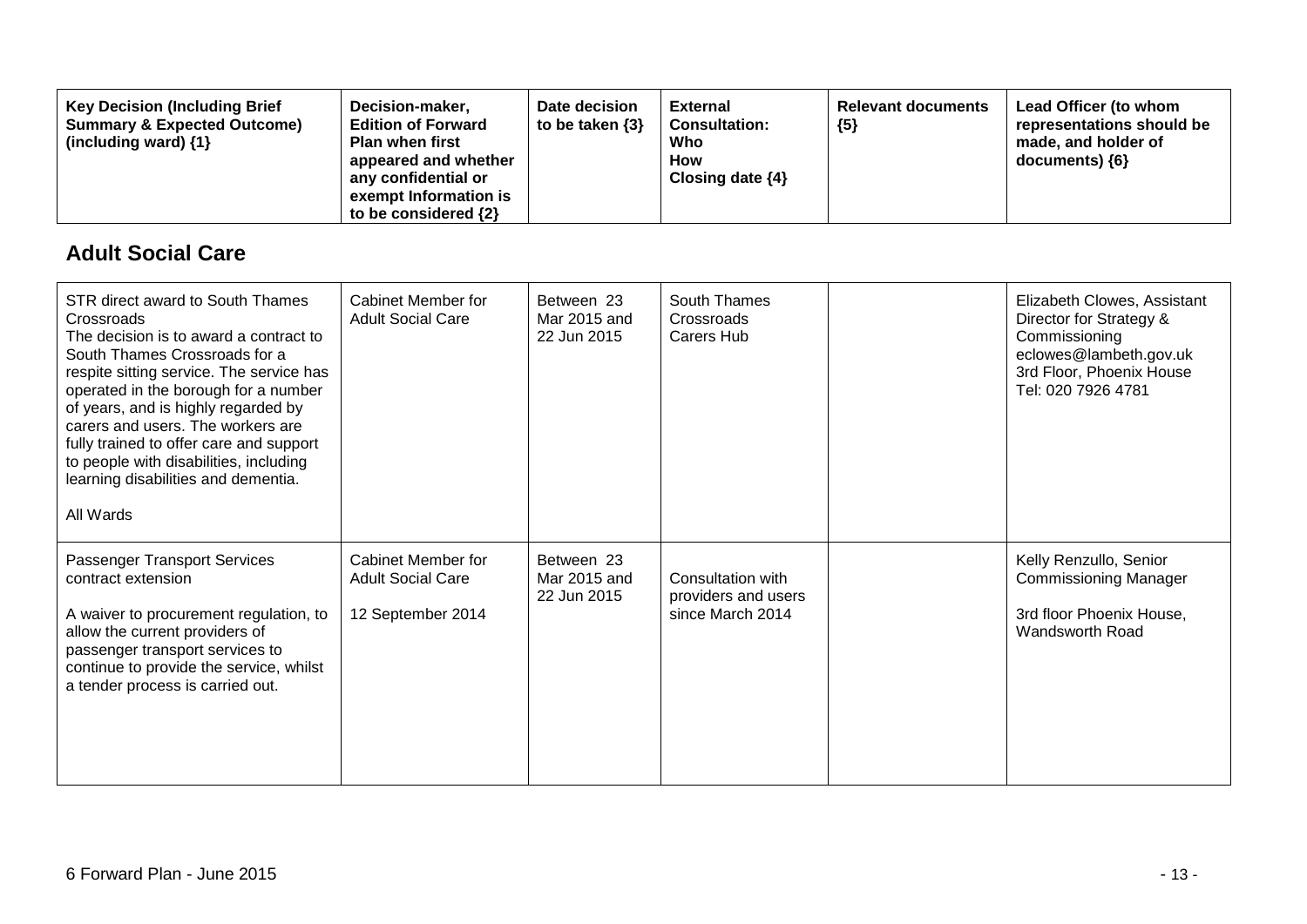| Key Decision (Including Brief Summary & Expected Outcome) (including ward) {1} | Decision-maker, Edition of Forward Plan when first appeared and whether any confidential or exempt Information is to be considered {2} | Date decision to be taken {3} | External Consultation: Who How Closing date {4} | Relevant documents {5} | Lead Officer (to whom representations should be made, and holder of documents) {6} |
|---|---|---|---|---|---|

## Adult Social Care

| | | | | | |
|---|---|---|---|---|---|
| STR direct award to South Thames Crossroads<br>The decision is to award a contract to South Thames Crossroads for a respite sitting service. The service has operated in the borough for a number of years, and is highly regarded by carers and users. The workers are fully trained to offer care and support to people with disabilities, including learning disabilities and dementia.<br><br>All Wards | Cabinet Member for Adult Social Care | Between 23 Mar 2015 and 22 Jun 2015 | South Thames Crossroads Carers Hub | | Elizabeth Clowes, Assistant Director for Strategy & Commissioning<br>eclowes@lambeth.gov.uk<br>3rd Floor, Phoenix House<br>Tel: 020 7926 4781 |
| Passenger Transport Services contract extension<br><br>A waiver to procurement regulation, to allow the current providers of passenger transport services to continue to provide the service, whilst a tender process is carried out. | Cabinet Member for Adult Social Care<br><br>12 September 2014 | Between 23 Mar 2015 and 22 Jun 2015 | Consultation with providers and users since March 2014 | | Kelly Renzullo, Senior Commissioning Manager<br><br>3rd floor Phoenix House, Wandsworth Road |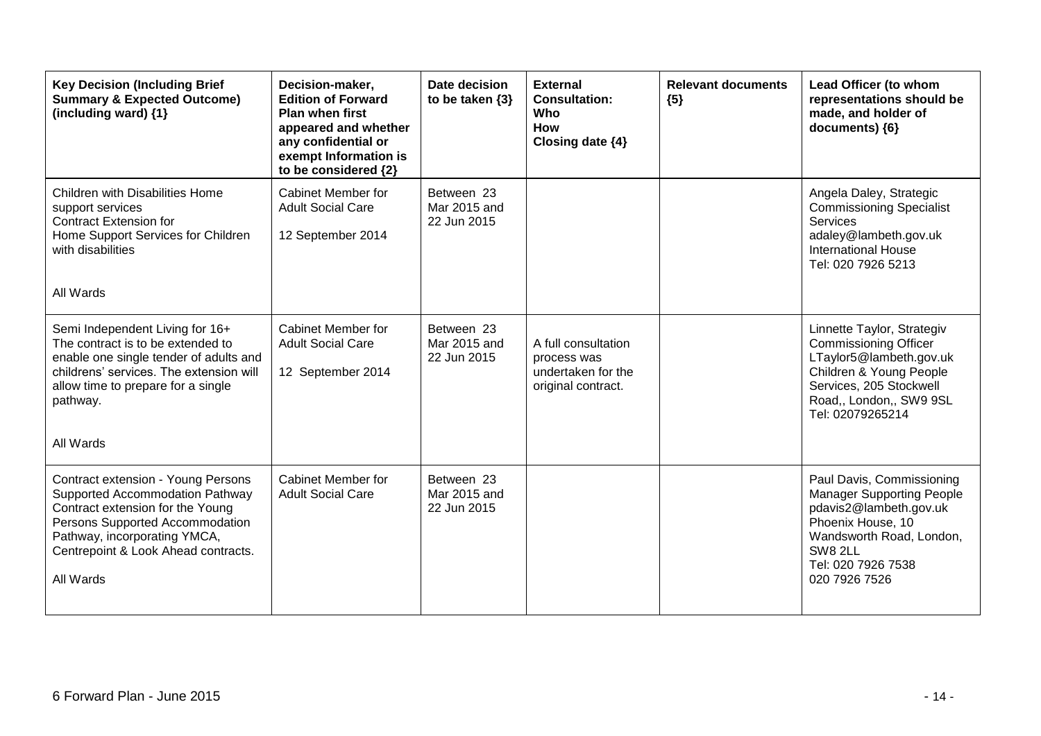| Key Decision (Including Brief Summary & Expected Outcome) (including ward) {1} | Decision-maker, Edition of Forward Plan when first appeared and whether any confidential or exempt Information is to be considered {2} | Date decision to be taken {3} | External Consultation: Who How Closing date {4} | Relevant documents {5} | Lead Officer (to whom representations should be made, and holder of documents) {6} |
|---|---|---|---|---|---|
| Children with Disabilities Home support services<br>Contract Extension for<br>Home Support Services for Children with disabilities<br><br>All Wards | Cabinet Member for Adult Social Care<br><br>12 September 2014 | Between 23 Mar 2015 and 22 Jun 2015 | | | Angela Daley, Strategic Commissioning Specialist Services<br>adaley@lambeth.gov.uk<br>International House<br>Tel: 020 7926 5213 |
| Semi Independent Living for 16+<br>The contract is to be extended to enable one single tender of adults and childrens' services. The extension will allow time to prepare for a single pathway.<br><br>All Wards | Cabinet Member for Adult Social Care<br><br>12 September 2014 | Between 23 Mar 2015 and 22 Jun 2015 | A full consultation process was undertaken for the original contract. | | Linnette Taylor, Strategiv Commissioning Officer<br>LTaylor5@lambeth.gov.uk<br>Children & Young People Services, 205 Stockwell Road,, London,, SW9 9SL<br>Tel: 02079265214 |
| Contract extension - Young Persons Supported Accommodation Pathway<br>Contract extension for the Young Persons Supported Accommodation Pathway, incorporating YMCA, Centrepoint & Look Ahead contracts.<br><br>All Wards | Cabinet Member for Adult Social Care | Between 23 Mar 2015 and 22 Jun 2015 | | | Paul Davis, Commissioning Manager Supporting People<br>pdavis2@lambeth.gov.uk<br>Phoenix House, 10 Wandsworth Road, London, SW8 2LL<br>Tel: 020 7926 7538<br>020 7926 7526 |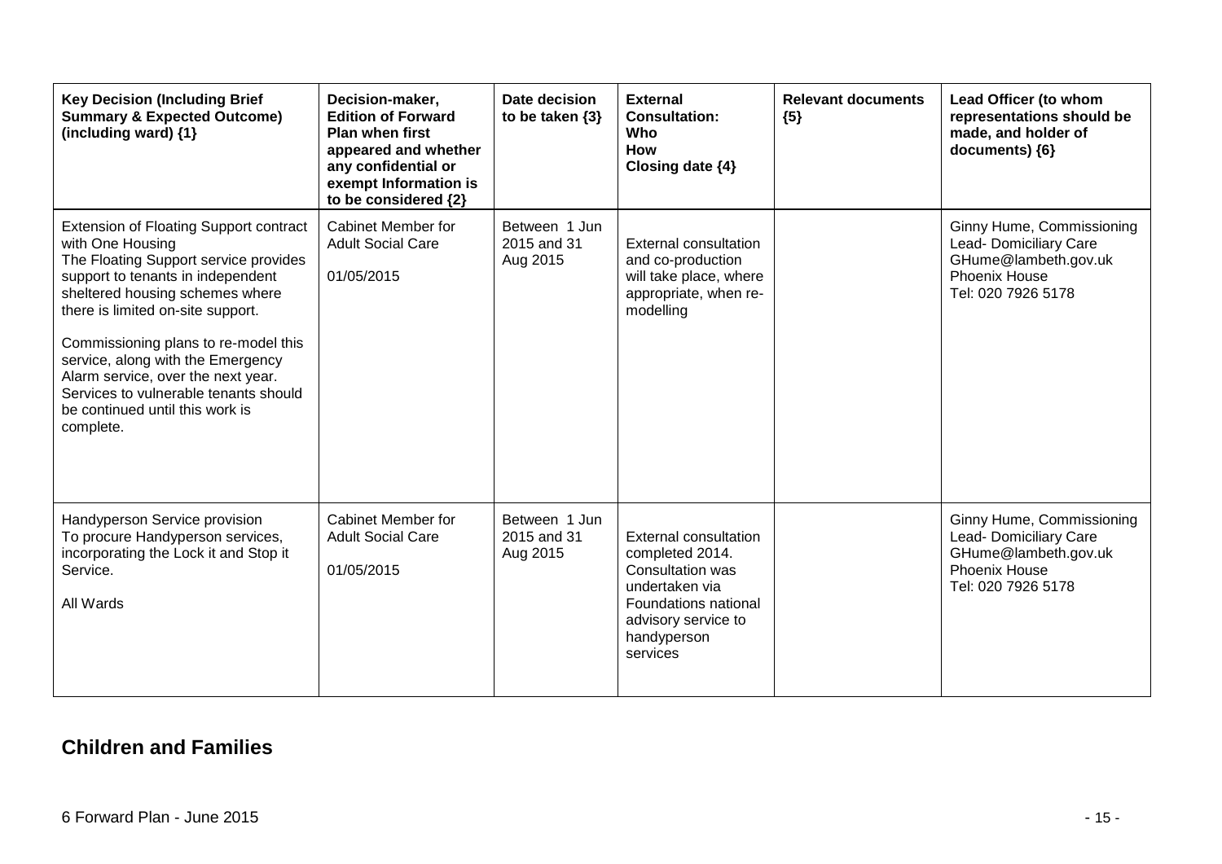| Key Decision (Including Brief Summary & Expected Outcome) (including ward) {1} | Decision-maker, Edition of Forward Plan when first appeared and whether any confidential or exempt Information is to be considered {2} | Date decision to be taken {3} | External Consultation: Who How Closing date {4} | Relevant documents {5} | Lead Officer (to whom representations should be made, and holder of documents) {6} |
|---|---|---|---|---|---|
| Extension of Floating Support contract with One Housing<br>The Floating Support service provides support to tenants in independent sheltered housing schemes where there is limited on-site support.<br><br>Commissioning plans to re-model this service, along with the Emergency Alarm service, over the next year. Services to vulnerable tenants should be continued until this work is complete. | Cabinet Member for Adult Social Care<br><br>01/05/2015 | Between 1 Jun 2015 and 31 Aug 2015 | External consultation and co-production will take place, where appropriate, when re-modelling | | Ginny Hume, Commissioning Lead- Domiciliary Care<br>GHume@lambeth.gov.uk<br>Phoenix House<br>Tel: 020 7926 5178 |
| Handyperson Service provision<br>To procure Handyperson services, incorporating the Lock it and Stop it Service.<br><br>All Wards | Cabinet Member for Adult Social Care<br><br>01/05/2015 | Between 1 Jun 2015 and 31 Aug 2015 | External consultation completed 2014. Consultation was undertaken via Foundations national advisory service to handyperson services | | Ginny Hume, Commissioning Lead- Domiciliary Care<br>GHume@lambeth.gov.uk<br>Phoenix House<br>Tel: 020 7926 5178 |

## Children and Families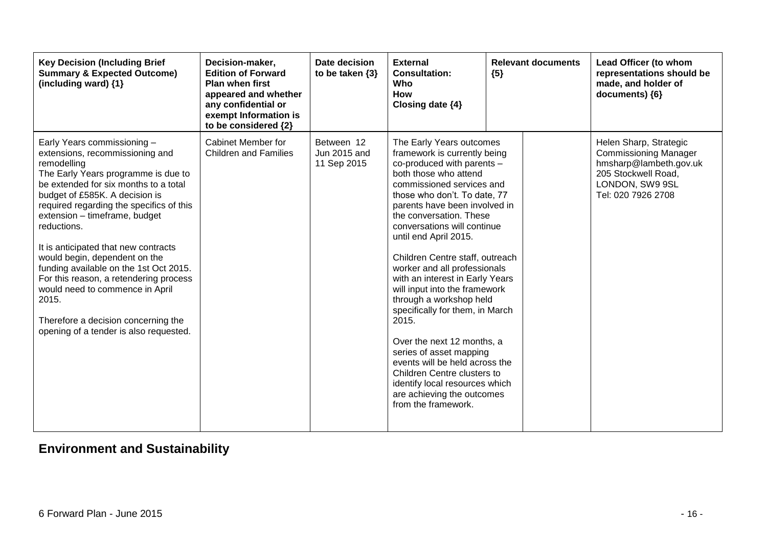| Key Decision (Including Brief Summary & Expected Outcome) (including ward) {1} | Decision-maker, Edition of Forward Plan when first appeared and whether any confidential or exempt Information is to be considered {2} | Date decision to be taken {3} | External Consultation: Who How Closing date {4} | Relevant documents {5} | Lead Officer (to whom representations should be made, and holder of documents) {6} |
|---|---|---|---|---|---|
| Early Years commissioning – extensions, recommissioning and remodelling<br>The Early Years programme is due to be extended for six months to a total budget of £585K. A decision is required regarding the specifics of this extension – timeframe, budget reductions.<br><br>It is anticipated that new contracts would begin, dependent on the funding available on the 1st Oct 2015. For this reason, a retendering process would need to commence in April 2015.<br><br>Therefore a decision concerning the opening of a tender is also requested. | Cabinet Member for Children and Families | Between 12 Jun 2015 and 11 Sep 2015 | The Early Years outcomes framework is currently being co-produced with parents – both those who attend commissioned services and those who don't. To date, 77 parents have been involved in the conversation. These conversations will continue until end April 2015.<br><br>Children Centre staff, outreach worker and all professionals with an interest in Early Years will input into the framework through a workshop held specifically for them, in March 2015.<br><br>Over the next 12 months, a series of asset mapping events will be held across the Children Centre clusters to identify local resources which are achieving the outcomes from the framework. | | Helen Sharp, Strategic Commissioning Manager<br>hmsharp@lambeth.gov.uk<br>205 Stockwell Road, LONDON, SW9 9SL<br>Tel: 020 7926 2708 |

## Environment and Sustainability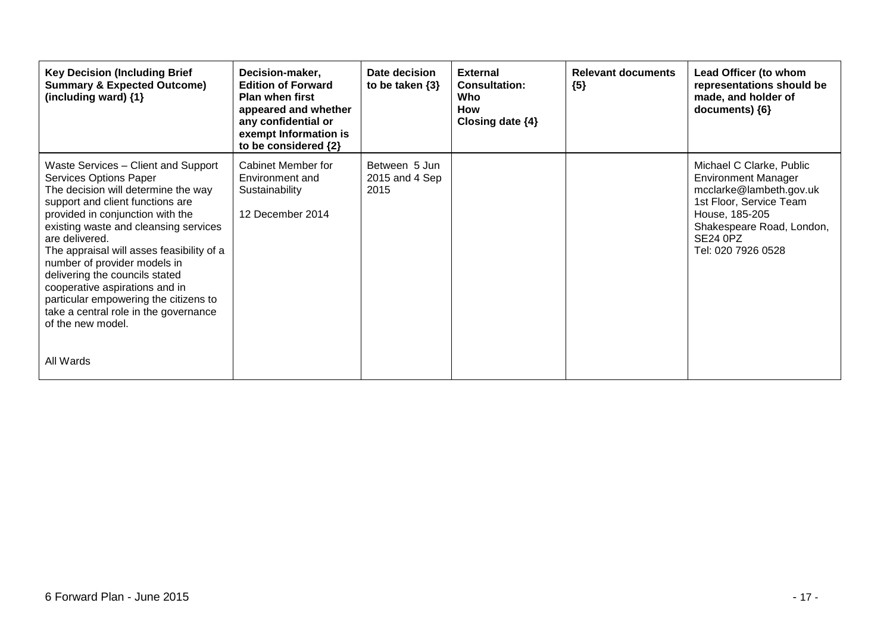| Key Decision (Including Brief Summary & Expected Outcome) (including ward) {1} | Decision-maker, Edition of Forward Plan when first appeared and whether any confidential or exempt Information is to be considered {2} | Date decision to be taken {3} | External Consultation: Who How Closing date {4} | Relevant documents {5} | Lead Officer (to whom representations should be made, and holder of documents) {6} |
|---|---|---|---|---|---|
| Waste Services – Client and Support Services Options Paper<br>The decision will determine the way support and client functions are provided in conjunction with the existing waste and cleansing services are delivered.<br>The appraisal will asses feasibility of a number of provider models in delivering the councils stated cooperative aspirations and in particular empowering the citizens to take a central role in the governance of the new model.<br><br>All Wards | Cabinet Member for Environment and Sustainability<br><br>12 December 2014 | Between 5 Jun 2015 and 4 Sep 2015 | | | Michael C Clarke, Public Environment Manager<br>mcclarke@lambeth.gov.uk<br>1st Floor, Service Team House, 185-205 Shakespeare Road, London, SE24 0PZ<br>Tel: 020 7926 0528 |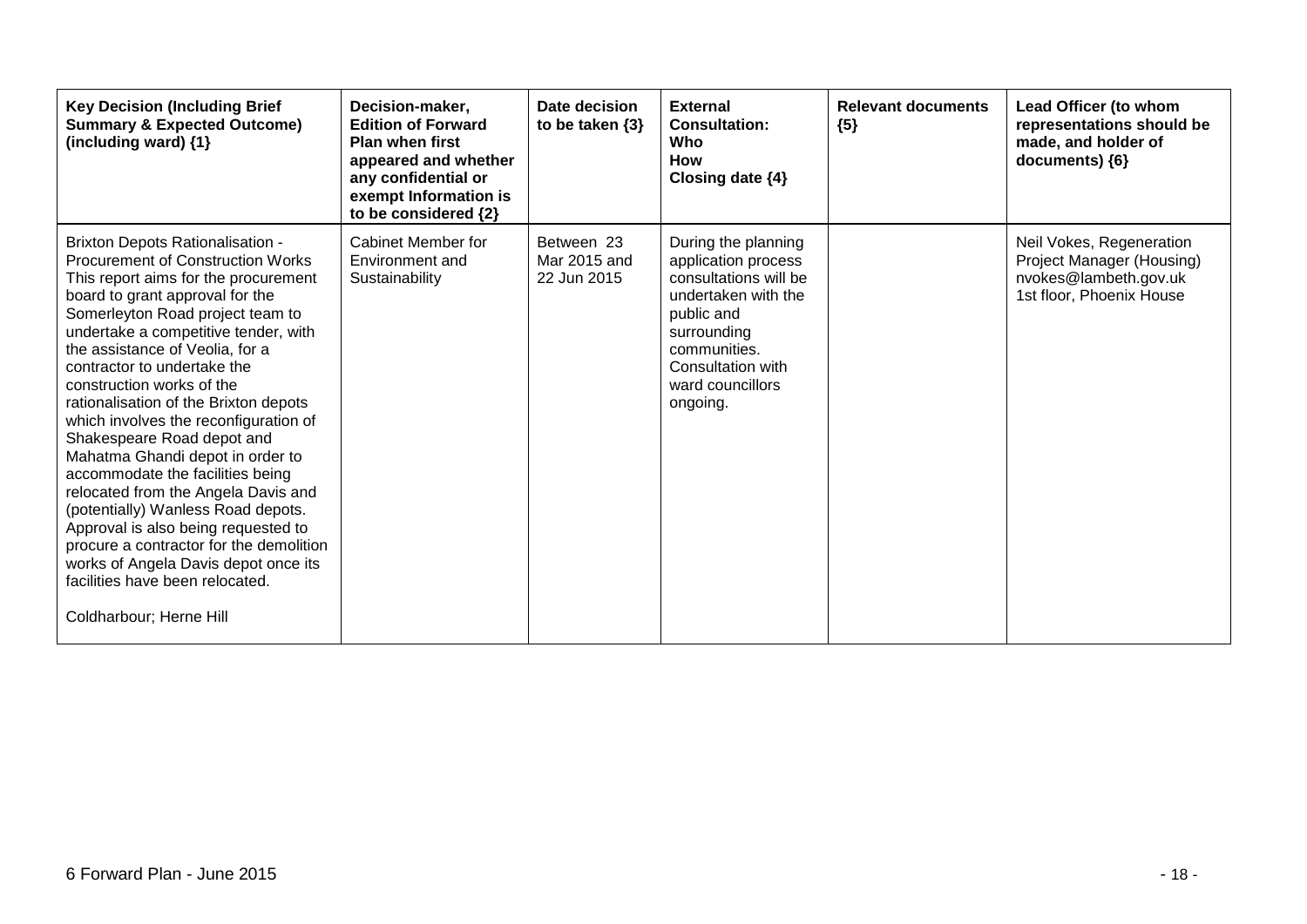| Key Decision (Including Brief Summary & Expected Outcome) (including ward) {1} | Decision-maker, Edition of Forward Plan when first appeared and whether any confidential or exempt Information is to be considered {2} | Date decision to be taken {3} | External Consultation: Who How Closing date {4} | Relevant documents {5} | Lead Officer (to whom representations should be made, and holder of documents) {6} |
|---|---|---|---|---|---|
| Brixton Depots Rationalisation - Procurement of Construction Works<br>This report aims for the procurement board to grant approval for the Somerleyton Road project team to undertake a competitive tender, with the assistance of Veolia, for a contractor to undertake the construction works of the rationalisation of the Brixton depots which involves the reconfiguration of Shakespeare Road depot and Mahatma Ghandi depot in order to accommodate the facilities being relocated from the Angela Davis and (potentially) Wanless Road depots. Approval is also being requested to procure a contractor for the demolition works of Angela Davis depot once its facilities have been relocated.<br><br>Coldharbour; Herne Hill | Cabinet Member for Environment and Sustainability | Between 23 Mar 2015 and 22 Jun 2015 | During the planning application process consultations will be undertaken with the public and surrounding communities. Consultation with ward councillors ongoing. | | Neil Vokes, Regeneration Project Manager (Housing)<br>nvokes@lambeth.gov.uk<br>1st floor, Phoenix House |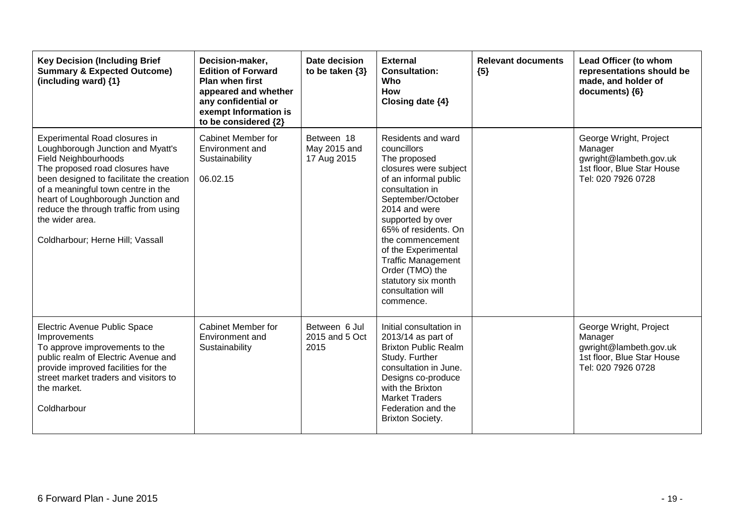| **Key Decision (Including Brief Summary & Expected Outcome) (including ward) {1}** | **Decision-maker, Edition of Forward Plan when first appeared and whether any confidential or exempt Information is to be considered {2}** | **Date decision to be taken {3}** | **External Consultation: Who How Closing date {4}** | **Relevant documents {5}** | **Lead Officer (to whom representations should be made, and holder of documents) {6}** |
|---|---|---|---|---|---|
| Experimental Road closures in Loughborough Junction and Myatt's Field Neighbourhoods<br>The proposed road closures have been designed to facilitate the creation of a meaningful town centre in the heart of Loughborough Junction and reduce the through traffic from using the wider area.<br><br>Coldharbour; Herne Hill; Vassall | Cabinet Member for Environment and Sustainability<br><br>06.02.15 | Between 18 May 2015 and 17 Aug 2015 | Residents and ward councillors<br>The proposed closures were subject of an informal public consultation in September/October 2014 and were supported by over 65% of residents. On the commencement of the Experimental Traffic Management Order (TMO) the statutory six month consultation will commence. | | George Wright, Project Manager<br>gwright@lambeth.gov.uk<br>1st floor, Blue Star House<br>Tel: 020 7926 0728 |
| Electric Avenue Public Space Improvements<br>To approve improvements to the public realm of Electric Avenue and provide improved facilities for the street market traders and visitors to the market.<br><br>Coldharbour | Cabinet Member for Environment and Sustainability | Between 6 Jul 2015 and 5 Oct 2015 | Initial consultation in 2013/14 as part of the Brixton Public Realm Study. Further consultation in June. Designs co-produce with the Brixton Market Traders Federation and the Brixton Society. | | George Wright, Project Manager<br>gwright@lambeth.gov.uk<br>1st floor, Blue Star House<br>Tel: 020 7926 0728 |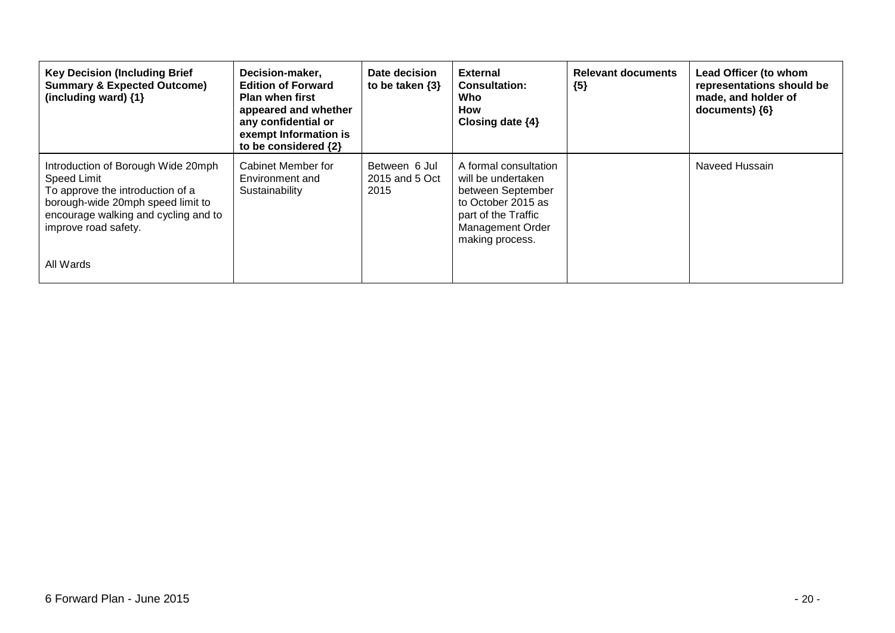| Key Decision (Including Brief Summary & Expected Outcome) (including ward) {1} | Decision-maker, Edition of Forward Plan when first appeared and whether any confidential or exempt Information is to be considered {2} | Date decision to be taken {3} | External Consultation: Who How Closing date {4} | Relevant documents {5} | Lead Officer (to whom representations should be made, and holder of documents) {6} |
|---|---|---|---|---|---|
| Introduction of Borough Wide 20mph Speed Limit<br>To approve the introduction of a borough-wide 20mph speed limit to encourage walking and cycling and to improve road safety.<br><br>All Wards | Cabinet Member for Environment and Sustainability | Between 6 Jul 2015 and 5 Oct 2015 | A formal consultation will be undertaken between September to October 2015 as part of the Traffic Management Order making process. | | Naveed Hussain |

6 Forward Plan - June 2015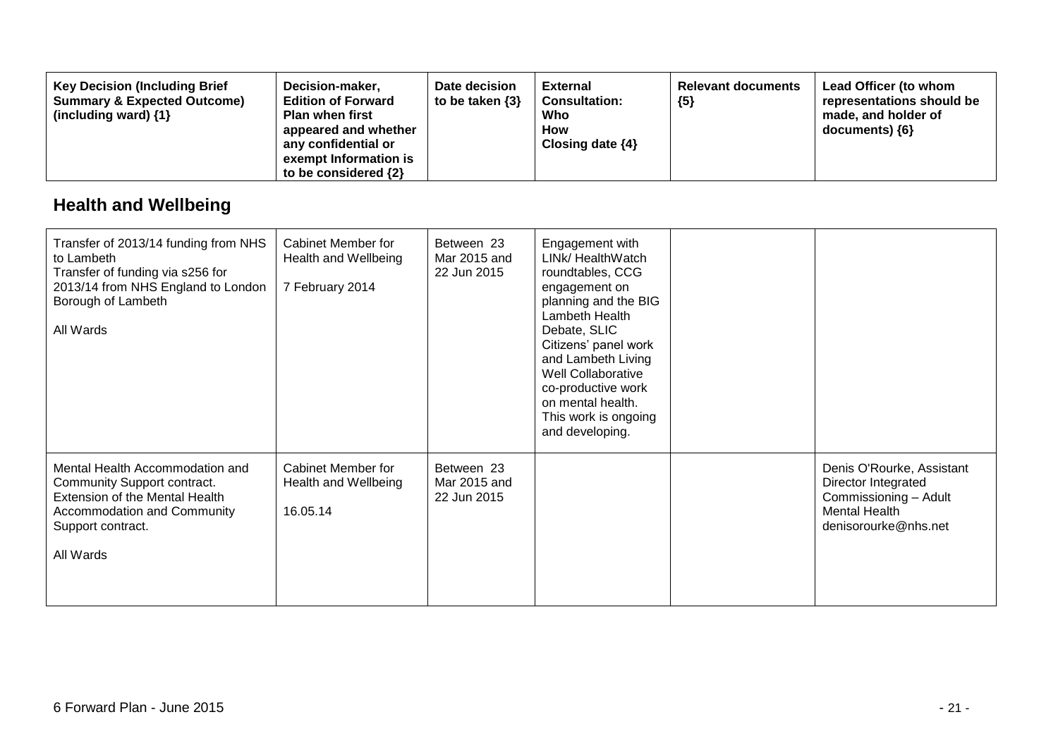| Key Decision (Including Brief Summary & Expected Outcome) (including ward) {1} | Decision-maker, Edition of Forward Plan when first appeared and whether any confidential or exempt Information is to be considered {2} | Date decision to be taken {3} | External Consultation: Who How Closing date {4} | Relevant documents {5} | Lead Officer (to whom representations should be made, and holder of documents) {6} |
|---|---|---|---|---|---|

## Health and Wellbeing

| Key Decision (Including Brief Summary & Expected Outcome) (including ward) {1} | Decision-maker, Edition of Forward Plan when first appeared and whether any confidential or exempt Information is to be considered {2} | Date decision to be taken {3} | External Consultation: Who How Closing date {4} | Relevant documents {5} | Lead Officer (to whom representations should be made, and holder of documents) {6} |
|---|---|---|---|---|---|
| Transfer of 2013/14 funding from NHS to Lambeth<br>Transfer of funding via s256 for 2013/14 from NHS England to London Borough of Lambeth<br><br>All Wards | Cabinet Member for Health and Wellbeing<br><br>7 February 2014 | Between 23 Mar 2015 and 22 Jun 2015 | Engagement with LINk/ HealthWatch roundtables, CCG engagement on planning and the BIG Lambeth Health Debate, SLIC Citizens' panel work and Lambeth Living Well Collaborative co-productive work on mental health. This work is ongoing and developing. | | |
| Mental Health Accommodation and Community Support contract.<br>Extension of the Mental Health Accommodation and Community Support contract.<br><br>All Wards | Cabinet Member for Health and Wellbeing<br><br>16.05.14 | Between 23 Mar 2015 and 22 Jun 2015 | | | Denis O'Rourke, Assistant Director Integrated Commissioning – Adult Mental Health<br>denisorourke@nhs.net |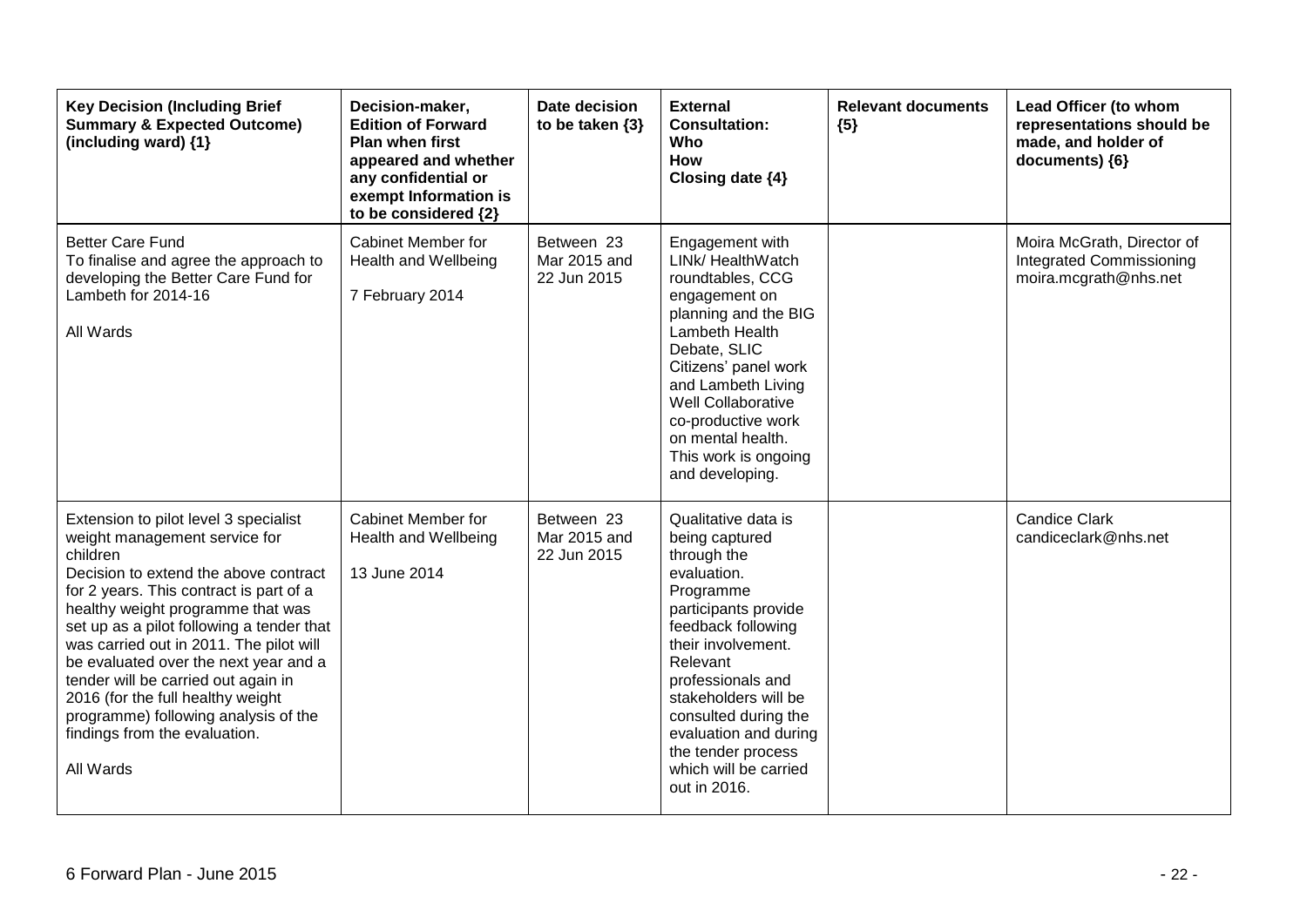| Key Decision (Including Brief Summary & Expected Outcome) (including ward) {1} | Decision-maker, Edition of Forward Plan when first appeared and whether any confidential or exempt Information is to be considered {2} | Date decision to be taken {3} | External Consultation: Who How Closing date {4} | Relevant documents {5} | Lead Officer (to whom representations should be made, and holder of documents) {6} |
|---|---|---|---|---|---|
| Better Care Fund<br>To finalise and agree the approach to developing the Better Care Fund for Lambeth for 2014-16<br><br>All Wards | Cabinet Member for Health and Wellbeing<br><br>7 February 2014 | Between 23 Mar 2015 and 22 Jun 2015 | Engagement with LINk/ HealthWatch roundtables, CCG engagement on planning and the BIG Lambeth Health Debate, SLIC Citizens' panel work and Lambeth Living Well Collaborative co-productive work on mental health. This work is ongoing and developing. | | Moira McGrath, Director of Integrated Commissioning<br>moira.mcgrath@nhs.net |
| Extension to pilot level 3 specialist weight management service for children<br>Decision to extend the above contract for 2 years. This contract is part of a healthy weight programme that was set up as a pilot following a tender that was carried out in 2011. The pilot will be evaluated over the next year and a tender will be carried out again in 2016 (for the full healthy weight programme) following analysis of the findings from the evaluation.<br><br>All Wards | Cabinet Member for Health and Wellbeing<br><br>13 June 2014 | Between 23 Mar 2015 and 22 Jun 2015 | Qualitative data is being captured through the evaluation. Programme participants provide feedback following their involvement. Relevant professionals and stakeholders will be consulted during the evaluation and during the tender process which will be carried out in 2016. | | Candice Clark<br>candiceclark@nhs.net |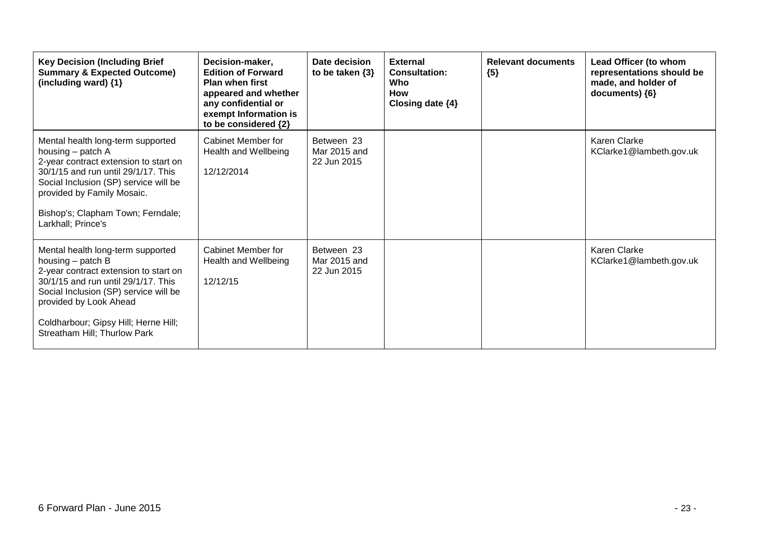| Key Decision (Including Brief Summary & Expected Outcome) (including ward) {1} | Decision-maker, Edition of Forward Plan when first appeared and whether any confidential or exempt Information is to be considered {2} | Date decision to be taken {3} | External Consultation: Who How Closing date {4} | Relevant documents {5} | Lead Officer (to whom representations should be made, and holder of documents) {6} |
|---|---|---|---|---|---|
| Mental health long-term supported housing – patch A<br>2-year contract extension to start on 30/1/15 and run until 29/1/17. This Social Inclusion (SP) service will be provided by Family Mosaic.<br><br>Bishop's; Clapham Town; Ferndale; Larkhall; Prince's | Cabinet Member for Health and Wellbeing<br><br>12/12/2014 | Between 23 Mar 2015 and 22 Jun 2015 | | | Karen Clarke<br>KClarke1@lambeth.gov.uk |
| Mental health long-term supported housing – patch B<br>2-year contract extension to start on 30/1/15 and run until 29/1/17. This Social Inclusion (SP) service will be provided by Look Ahead<br><br>Coldharbour; Gipsy Hill; Herne Hill; Streatham Hill; Thurlow Park | Cabinet Member for Health and Wellbeing<br><br>12/12/15 | Between 23 Mar 2015 and 22 Jun 2015 | | | Karen Clarke<br>KClarke1@lambeth.gov.uk |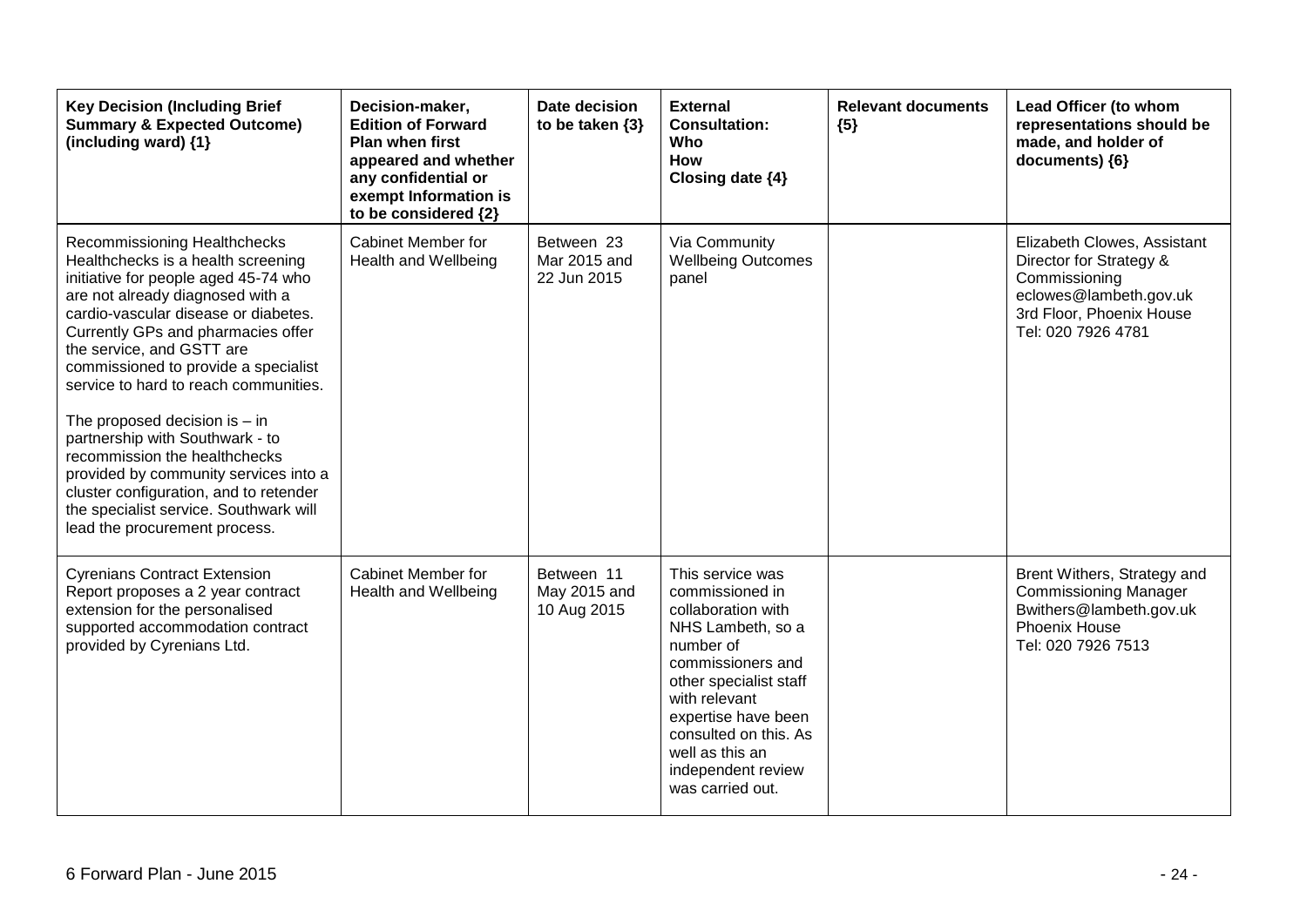| Key Decision (Including Brief Summary & Expected Outcome) (including ward) {1} | Decision-maker, Edition of Forward Plan when first appeared and whether any confidential or exempt Information is to be considered {2} | Date decision to be taken {3} | External Consultation: Who How Closing date {4} | Relevant documents {5} | Lead Officer (to whom representations should be made, and holder of documents) {6} |
|---|---|---|---|---|---|
| Recommissioning Healthchecks Healthchecks is a health screening initiative for people aged 45-74 who are not already diagnosed with a cardio-vascular disease or diabetes. Currently GPs and pharmacies offer the service, and GSTT are commissioned to provide a specialist service to hard to reach communities.<br><br>The proposed decision is – in partnership with Southwark - to recommission the healthchecks provided by community services into a cluster configuration, and to retender the specialist service. Southwark will lead the procurement process. | Cabinet Member for Health and Wellbeing | Between 23 Mar 2015 and 22 Jun 2015 | Via Community Wellbeing Outcomes panel | | Elizabeth Clowes, Assistant Director for Strategy & Commissioning eclowes@lambeth.gov.uk 3rd Floor, Phoenix House Tel: 020 7926 4781 |
| Cyrenians Contract Extension Report proposes a 2 year contract extension for the personalised supported accommodation contract provided by Cyrenians Ltd. | Cabinet Member for Health and Wellbeing | Between 11 May 2015 and 10 Aug 2015 | This service was commissioned in collaboration with NHS Lambeth, so a number of commissioners and other specialist staff with relevant expertise have been consulted on this. As well as this an independent review was carried out. | | Brent Withers, Strategy and Commissioning Manager Bwithers@lambeth.gov.uk Phoenix House Tel: 020 7926 7513 |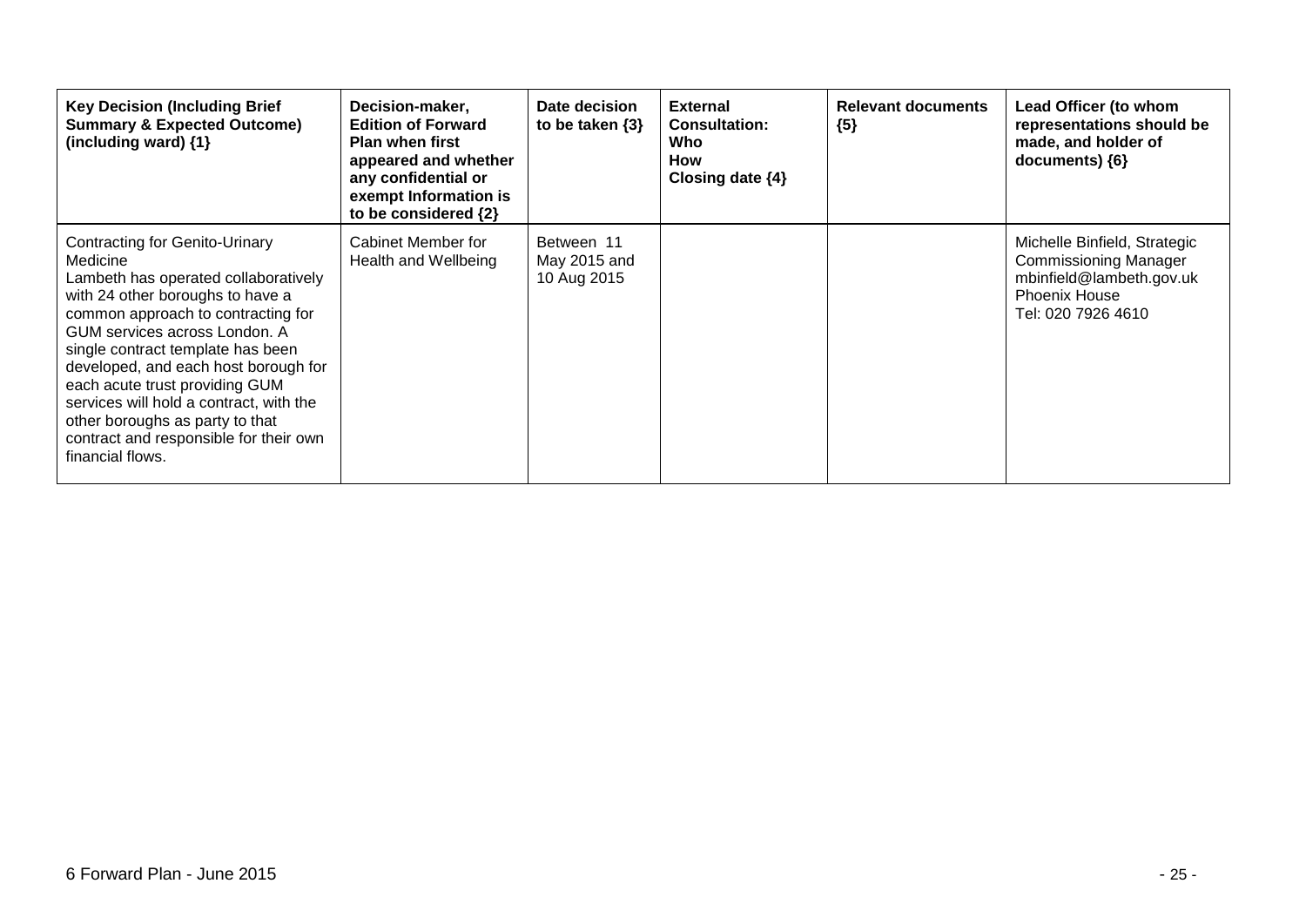| Key Decision (Including Brief Summary & Expected Outcome) (including ward) {1} | Decision-maker, Edition of Forward Plan when first appeared and whether any confidential or exempt Information is to be considered {2} | Date decision to be taken {3} | External Consultation: Who How Closing date {4} | Relevant documents {5} | Lead Officer (to whom representations should be made, and holder of documents) {6} |
|---|---|---|---|---|---|
| Contracting for Genito-Urinary Medicine<br>Lambeth has operated collaboratively with 24 other boroughs to have a common approach to contracting for GUM services across London. A single contract template has been developed, and each host borough for each acute trust providing GUM services will hold a contract, with the other boroughs as party to that contract and responsible for their own financial flows. | Cabinet Member for Health and Wellbeing | Between 11 May 2015 and 10 Aug 2015 | | | Michelle Binfield, Strategic Commissioning Manager<br>mbinfield@lambeth.gov.uk<br>Phoenix House<br>Tel: 020 7926 4610 |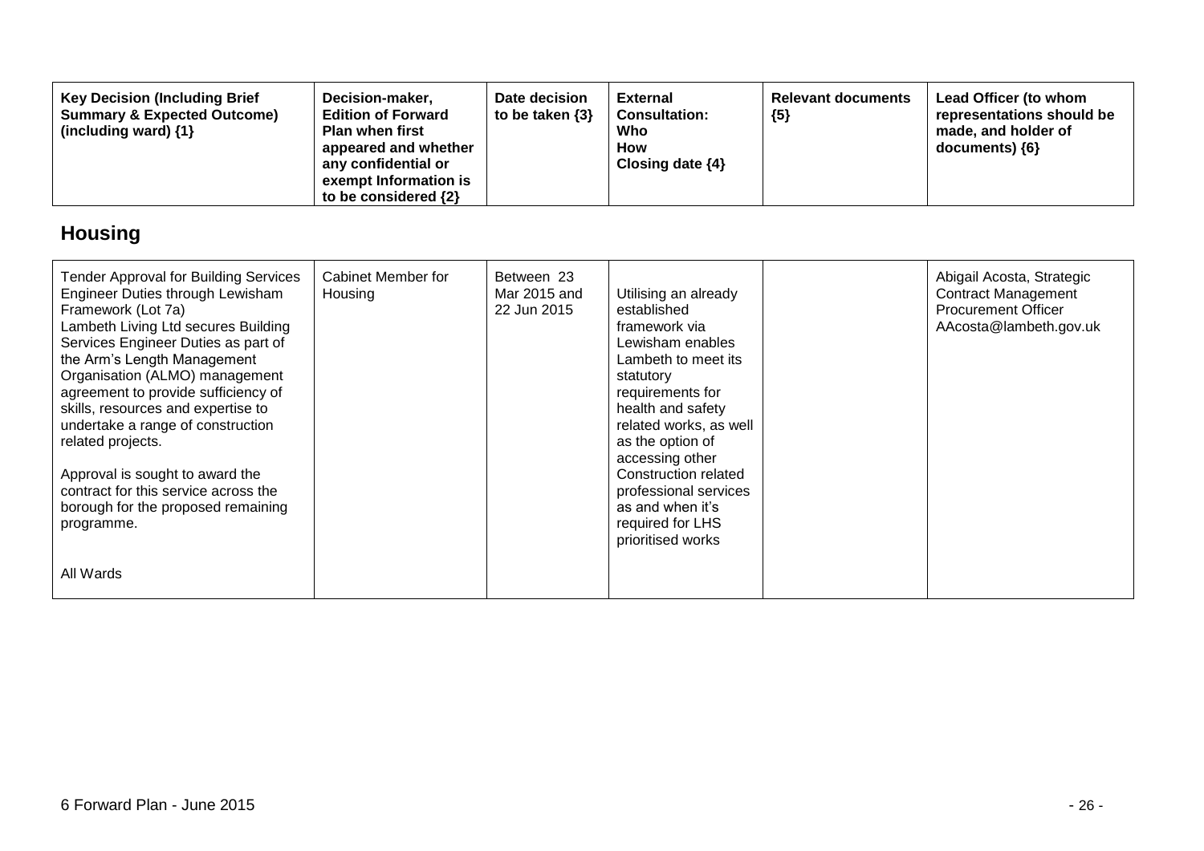| Key Decision (Including Brief Summary & Expected Outcome) (including ward) {1} | Decision-maker, Edition of Forward Plan when first appeared and whether any confidential or exempt Information is to be considered {2} | Date decision to be taken {3} | External Consultation: Who How Closing date {4} | Relevant documents {5} | Lead Officer (to whom representations should be made, and holder of documents) {6} |
|---|---|---|---|---|---|

## Housing

| | | | | | |
|---|---|---|---|---|---|
| Tender Approval for Building Services Engineer Duties through Lewisham Framework (Lot 7a)<br>Lambeth Living Ltd secures Building Services Engineer Duties as part of the Arm's Length Management Organisation (ALMO) management agreement to provide sufficiency of skills, resources and expertise to undertake a range of construction related projects.<br><br>Approval is sought to award the contract for this service across the borough for the proposed remaining programme.<br><br>All Wards | Cabinet Member for Housing | Between 23 Mar 2015 and 22 Jun 2015 | Utilising an already established framework via Lewisham enables Lambeth to meet its statutory requirements for health and safety related works, as well as the option of accessing other Construction related professional services as and when it's required for LHS prioritised works | | Abigail Acosta, Strategic Contract Management Procurement Officer AAcosta@lambeth.gov.uk |

6 Forward Plan - June 2015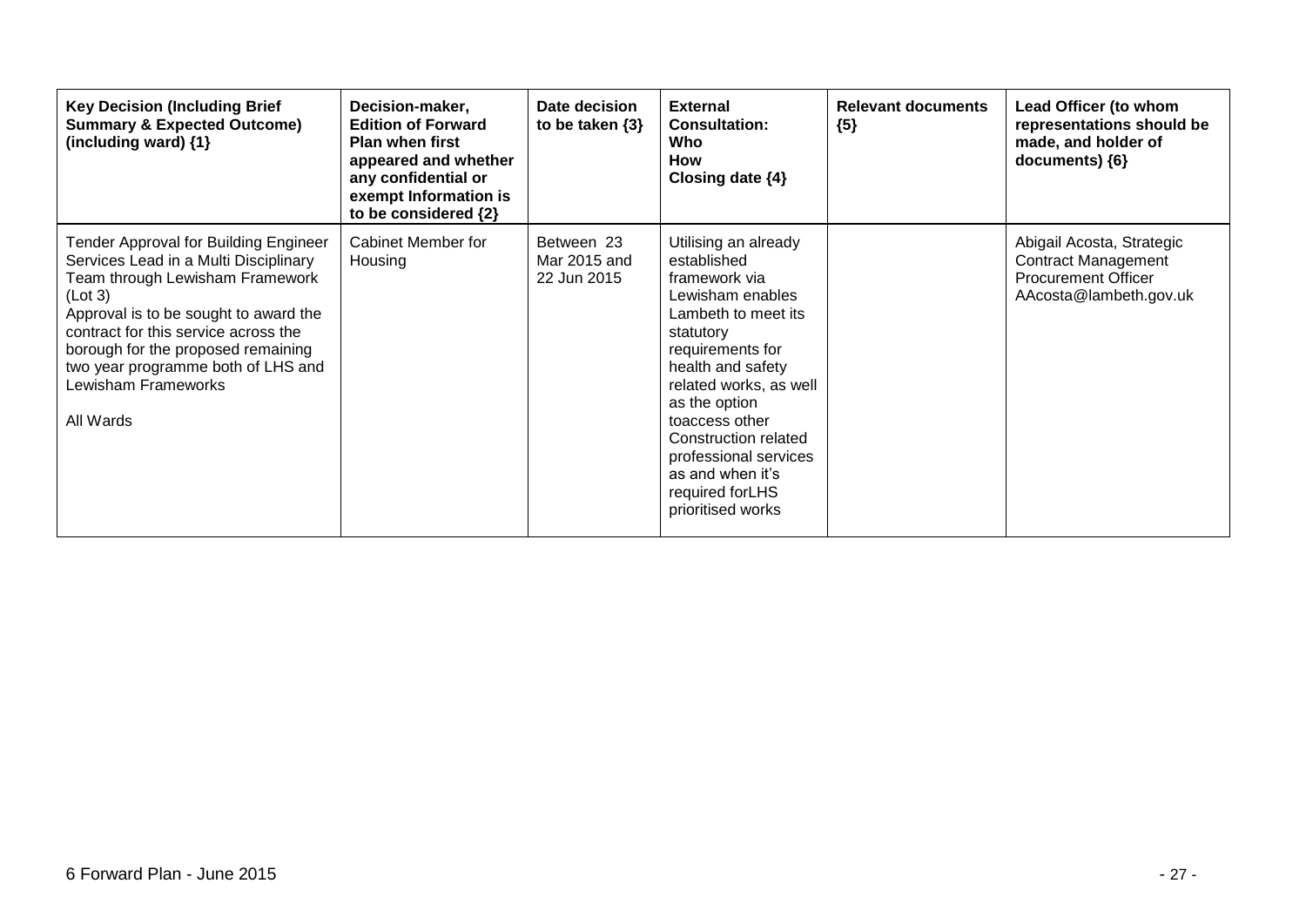| Key Decision (Including Brief Summary & Expected Outcome) (including ward) {1} | Decision-maker, Edition of Forward Plan when first appeared and whether any confidential or exempt Information is to be considered {2} | Date decision to be taken {3} | External Consultation: Who How Closing date {4} | Relevant documents {5} | Lead Officer (to whom representations should be made, and holder of documents) {6} |
|---|---|---|---|---|---|
| Tender Approval for Building Engineer Services Lead in a Multi Disciplinary Team through Lewisham Framework (Lot 3)<br>Approval is to be sought to award the contract for this service across the borough for the proposed remaining two year programme both of LHS and Lewisham Frameworks<br><br>All Wards | Cabinet Member for Housing | Between 23 Mar 2015 and 22 Jun 2015 | Utilising an already established framework via Lewisham enables Lambeth to meet its statutory requirements for health and safety related works, as well as the option toaccess other Construction related professional services as and when it's required forLHS prioritised works | | Abigail Acosta, Strategic Contract Management Procurement Officer AAcosta@lambeth.gov.uk |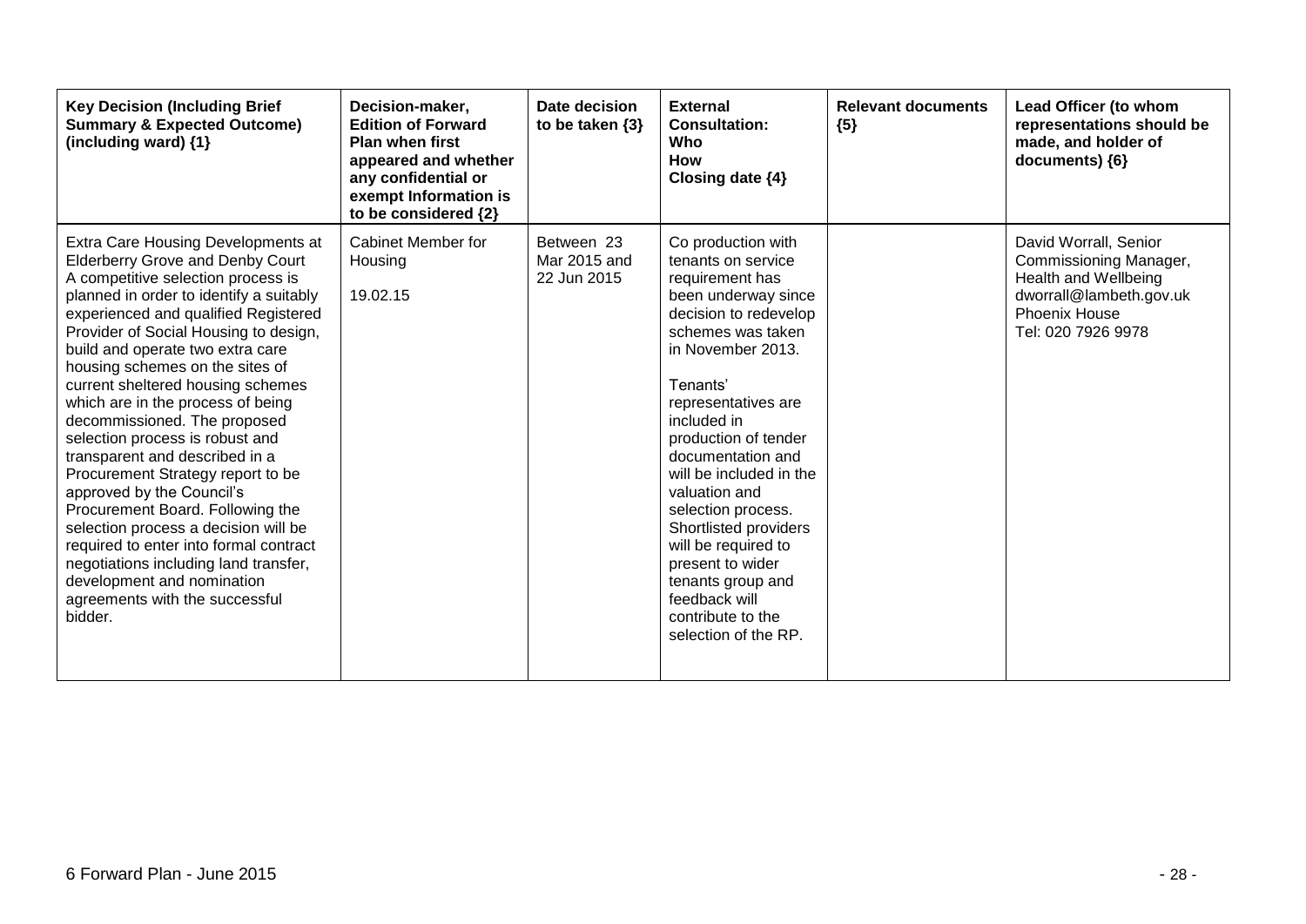| Key Decision (Including Brief Summary & Expected Outcome) (including ward) {1} | Decision-maker, Edition of Forward Plan when first appeared and whether any confidential or exempt Information is to be considered {2} | Date decision to be taken {3} | External Consultation: Who How Closing date {4} | Relevant documents {5} | Lead Officer (to whom representations should be made, and holder of documents) {6} |
|---|---|---|---|---|---|
| Extra Care Housing Developments at Elderberry Grove and Denby Court<br>A competitive selection process is planned in order to identify a suitably experienced and qualified Registered Provider of Social Housing to design, build and operate two extra care housing schemes on the sites of current sheltered housing schemes which are in the process of being decommissioned. The proposed selection process is robust and transparent and described in a Procurement Strategy report to be approved by the Council's Procurement Board. Following the selection process a decision will be required to enter into formal contract negotiations including land transfer, development and nomination agreements with the successful bidder. | Cabinet Member for Housing<br><br>19.02.15 | Between 23 Mar 2015 and 22 Jun 2015 | Co production with tenants on service requirement has been underway since decision to redevelop schemes was taken in November 2013.<br><br>Tenants' representatives are included in production of tender documentation and will be included in the valuation and selection process. Shortlisted providers will be required to present to wider tenants group and feedback will contribute to the selection of the RP. | | David Worrall, Senior Commissioning Manager, Health and Wellbeing<br>dworrall@lambeth.gov.uk<br>Phoenix House<br>Tel: 020 7926 9978 |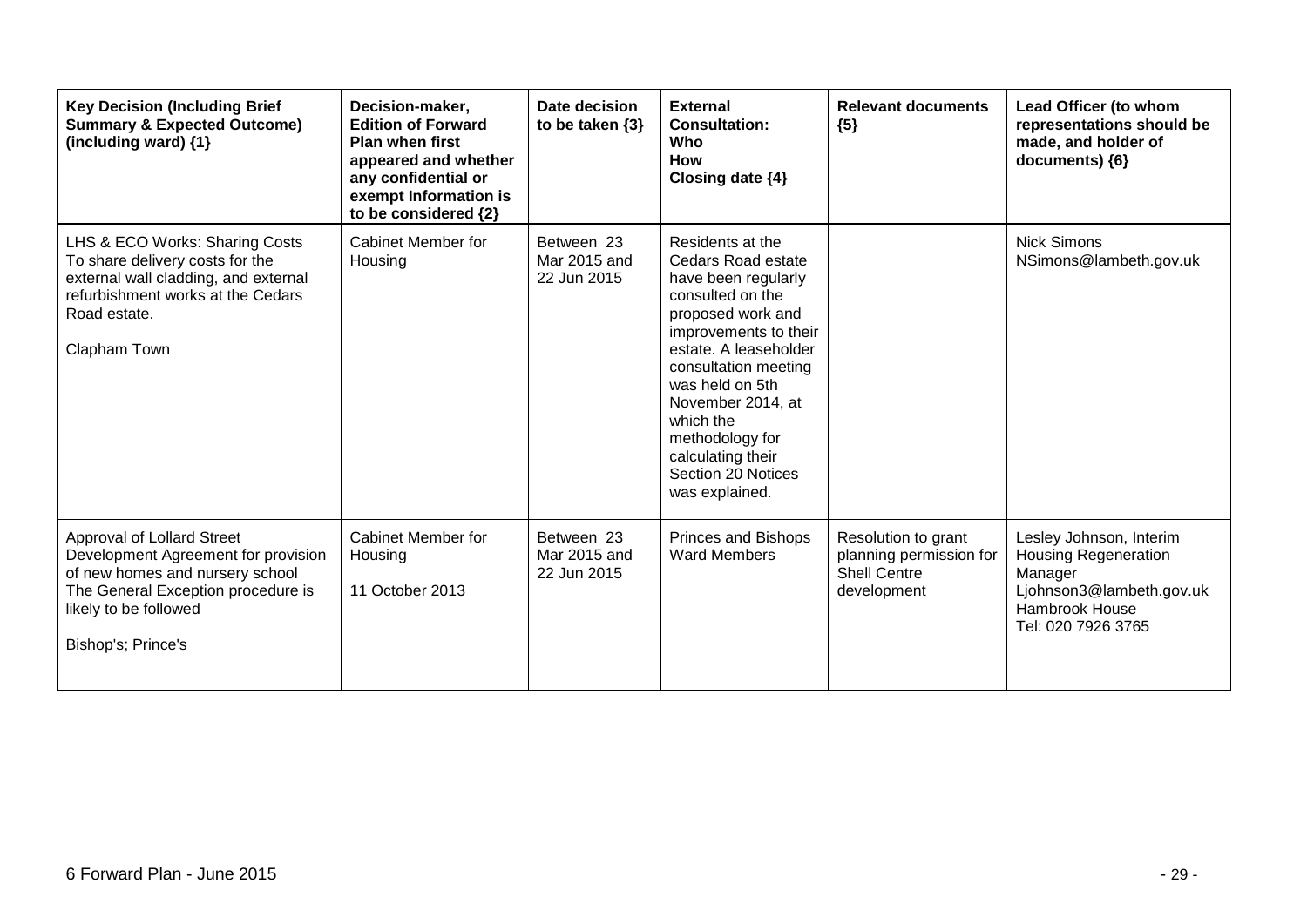| **Key Decision (Including Brief Summary & Expected Outcome) (including ward) {1}** | **Decision-maker, Edition of Forward Plan when first appeared and whether any confidential or exempt Information is to be considered {2}** | **Date decision to be taken {3}** | **External Consultation: Who How Closing date {4}** | **Relevant documents {5}** | **Lead Officer (to whom representations should be made, and holder of documents) {6}** |
|---|---|---|---|---|---|
| LHS & ECO Works: Sharing Costs<br>To share delivery costs for the external wall cladding, and external refurbishment works at the Cedars Road estate.<br><br>Clapham Town | Cabinet Member for Housing | Between 23 Mar 2015 and 22 Jun 2015 | Residents at the Cedars Road estate have been regularly consulted on the proposed work and improvements to their estate. A leaseholder consultation meeting was held on 5th November 2014, at which the methodology for calculating their Section 20 Notices was explained. | | Nick Simons<br>NSimons@lambeth.gov.uk |
| Approval of Lollard Street Development Agreement for provision of new homes and nursery school<br>The General Exception procedure is likely to be followed<br><br>Bishop's; Prince's | Cabinet Member for Housing<br><br>11 October 2013 | Between 23 Mar 2015 and 22 Jun 2015 | Princes and Bishops Ward Members | Resolution to grant planning permission for Shell Centre development | Lesley Johnson, Interim Housing Regeneration Manager<br>Ljohnson3@lambeth.gov.uk<br>Hambrook House<br>Tel: 020 7926 3765 |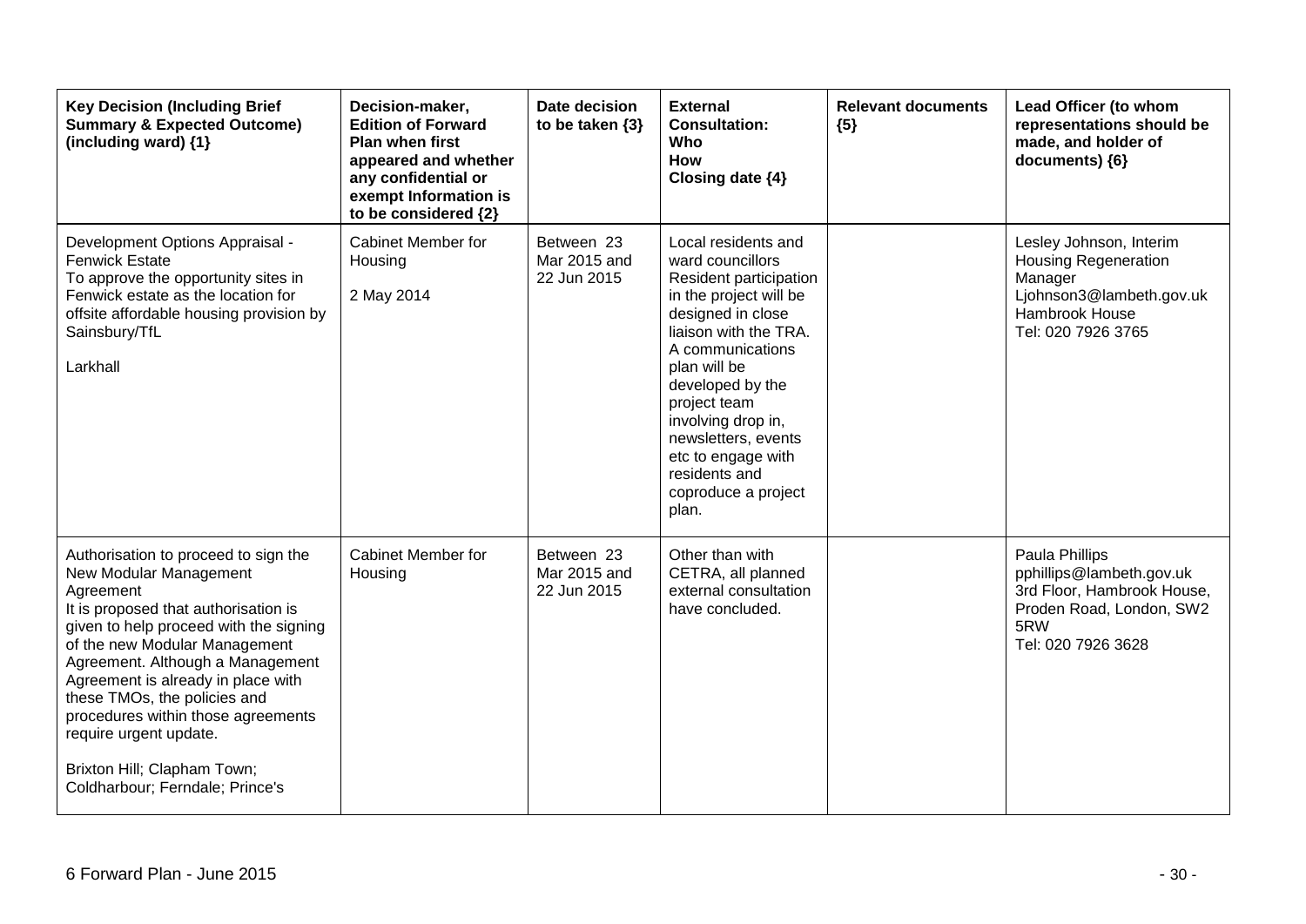| Key Decision (Including Brief Summary & Expected Outcome) (including ward) {1} | Decision-maker, Edition of Forward Plan when first appeared and whether any confidential or exempt Information is to be considered {2} | Date decision to be taken {3} | External Consultation: Who How Closing date {4} | Relevant documents {5} | Lead Officer (to whom representations should be made, and holder of documents) {6} |
|---|---|---|---|---|---|
| Development Options Appraisal - Fenwick Estate<br>To approve the opportunity sites in Fenwick estate as the location for offsite affordable housing provision by Sainsbury/TfL<br><br>Larkhall | Cabinet Member for Housing<br><br>2 May 2014 | Between 23 Mar 2015 and 22 Jun 2015 | Local residents and ward councillors<br>Resident participation in the project will be designed in close liaison with the TRA. A communications plan will be developed by the project team involving drop in, newsletters, events etc to engage with residents and coproduce a project plan. | | Lesley Johnson, Interim Housing Regeneration Manager<br>Ljohnson3@lambeth.gov.uk<br>Hambrook House<br>Tel: 020 7926 3765 |
| Authorisation to proceed to sign the New Modular Management Agreement<br>It is proposed that authorisation is given to help proceed with the signing of the new Modular Management Agreement. Although a Management Agreement is already in place with these TMOs, the policies and procedures within those agreements require urgent update.<br><br>Brixton Hill; Clapham Town; Coldharbour; Ferndale; Prince's | Cabinet Member for Housing | Between 23 Mar 2015 and 22 Jun 2015 | Other than with CETRA, all planned external consultation have concluded. | | Paula Phillips<br>pphillips@lambeth.gov.uk<br>3rd Floor, Hambrook House, Proden Road, London, SW2 5RW<br>Tel: 020 7926 3628 |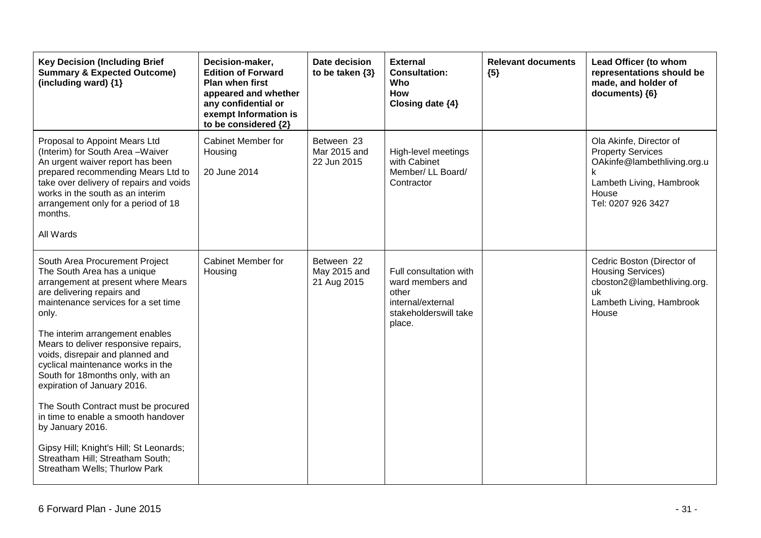| Key Decision (Including Brief Summary & Expected Outcome) (including ward) {1} | Decision-maker, Edition of Forward Plan when first appeared and whether any confidential or exempt Information is to be considered {2} | Date decision to be taken {3} | External Consultation: Who How Closing date {4} | Relevant documents {5} | Lead Officer (to whom representations should be made, and holder of documents) {6} |
|---|---|---|---|---|---|
| Proposal to Appoint Mears Ltd (Interim) for South Area –Waiver<br>An urgent waiver report has been prepared recommending Mears Ltd to take over delivery of repairs and voids works in the south as an interim arrangement only for a period of 18 months.<br><br>All Wards | Cabinet Member for Housing<br><br>20 June 2014 | Between 23 Mar 2015 and 22 Jun 2015 | High-level meetings with Cabinet Member/ LL Board/ Contractor | | Ola Akinfe, Director of Property Services<br>OAkinfe@lambethliving.org.uk<br>Lambeth Living, Hambrook House<br>Tel: 0207 926 3427 |
| South Area Procurement Project<br>The South Area has a unique arrangement at present where Mears are delivering repairs and maintenance services for a set time only.<br><br>The interim arrangement enables Mears to deliver responsive repairs, voids, disrepair and planned and cyclical maintenance works in the South for 18months only, with an expiration of January 2016.<br><br>The South Contract must be procured in time to enable a smooth handover by January 2016.<br><br>Gipsy Hill; Knight's Hill; St Leonards; Streatham Hill; Streatham South; Streatham Wells; Thurlow Park | Cabinet Member for Housing | Between 22 May 2015 and 21 Aug 2015 | Full consultation with ward members and other internal/external stakeholderswill take place. | | Cedric Boston (Director of Housing Services)<br>cboston2@lambethliving.org.uk<br>Lambeth Living, Hambrook House |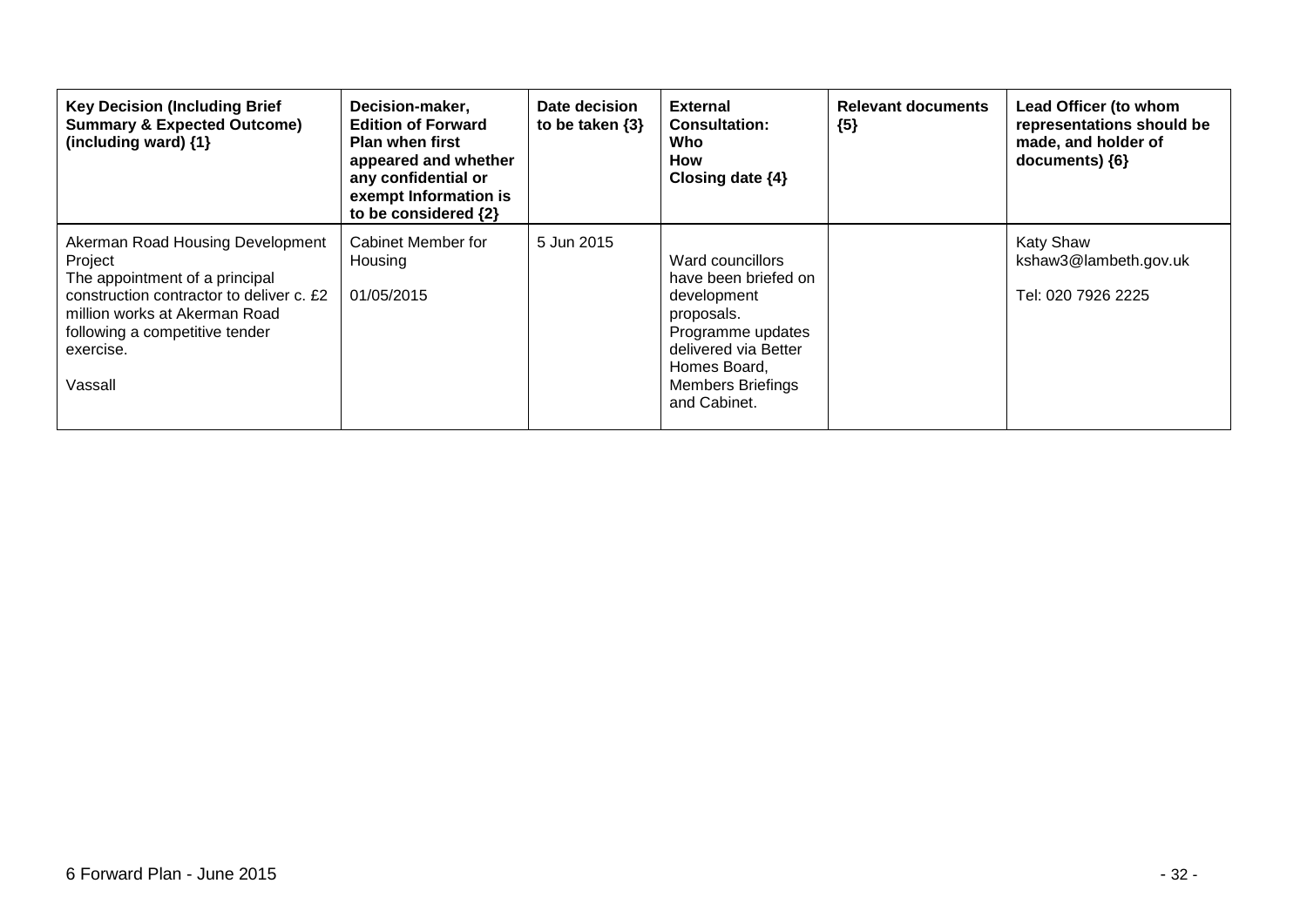| Key Decision (Including Brief Summary & Expected Outcome) (including ward) {1} | Decision-maker, Edition of Forward Plan when first appeared and whether any confidential or exempt Information is to be considered {2} | Date decision to be taken {3} | External Consultation: Who How Closing date {4} | Relevant documents {5} | Lead Officer (to whom representations should be made, and holder of documents) {6} |
|---|---|---|---|---|---|
| Akerman Road Housing Development Project<br>The appointment of a principal construction contractor to deliver c. £2 million works at Akerman Road following a competitive tender exercise.<br><br>Vassall | Cabinet Member for Housing<br><br>01/05/2015 | 5 Jun 2015 | Ward councillors have been briefed on development proposals. Programme updates delivered via Better Homes Board, Members Briefings and Cabinet. | | Katy Shaw<br>kshaw3@lambeth.gov.uk<br><br>Tel: 020 7926 2225 |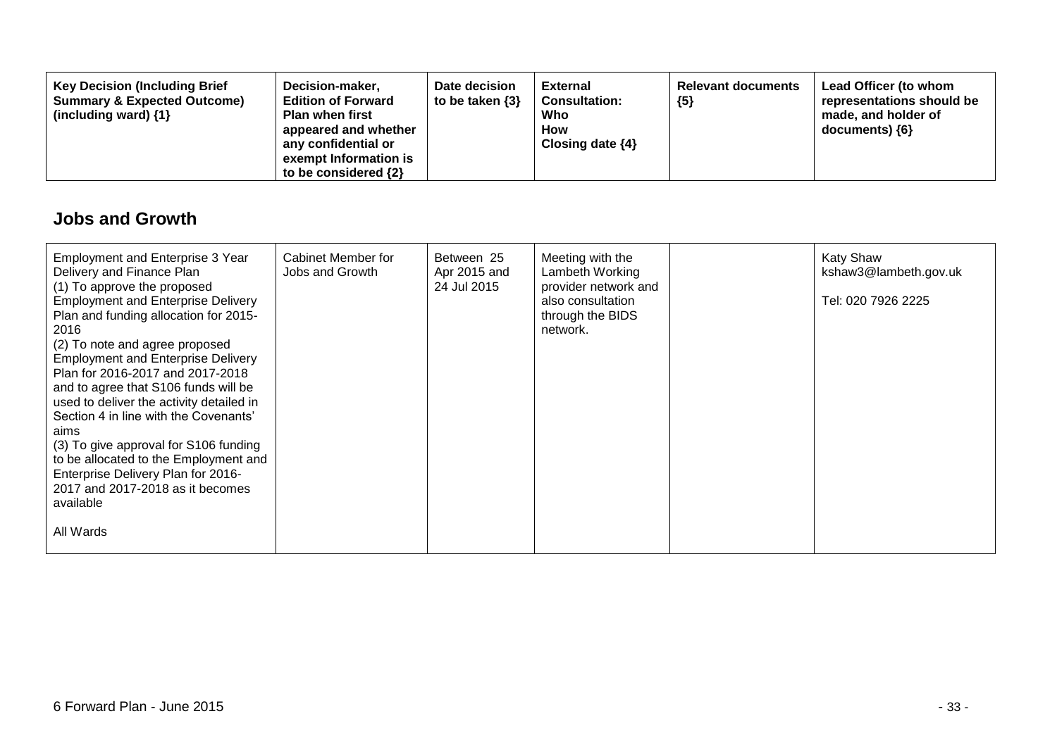| Key Decision (Including Brief Summary & Expected Outcome) (including ward) {1} | Decision-maker, Edition of Forward Plan when first appeared and whether any confidential or exempt Information is to be considered {2} | Date decision to be taken {3} | External Consultation: Who How Closing date {4} | Relevant documents {5} | Lead Officer (to whom representations should be made, and holder of documents) {6} |
|---|---|---|---|---|---|

## Jobs and Growth

| Key Decision | Decision-maker | Date decision to be taken | External Consultation | Relevant documents | Lead Officer |
|---|---|---|---|---|---|
| Employment and Enterprise 3 Year Delivery and Finance Plan<br>(1) To approve the proposed Employment and Enterprise Delivery Plan and funding allocation for 2015-2016<br>(2) To note and agree proposed Employment and Enterprise Delivery Plan for 2016-2017 and 2017-2018 and to agree that S106 funds will be used to deliver the activity detailed in Section 4 in line with the Covenants' aims<br>(3) To give approval for S106 funding to be allocated to the Employment and Enterprise Delivery Plan for 2016-2017 and 2017-2018 as it becomes available<br><br>All Wards | Cabinet Member for Jobs and Growth | Between 25 Apr 2015 and 24 Jul 2015 | Meeting with the Lambeth Working provider network and also consultation through the BIDS network. | | Katy Shaw<br>kshaw3@lambeth.gov.uk<br><br>Tel: 020 7926 2225 |

6 Forward Plan - June 2015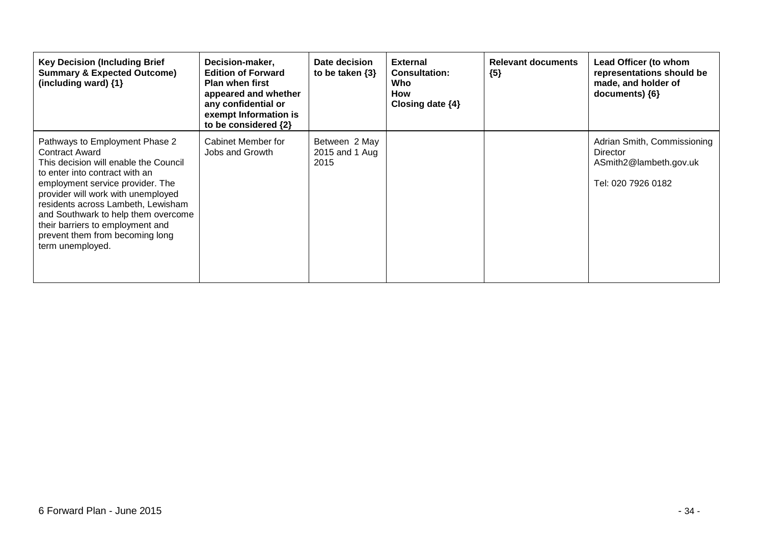| Key Decision (Including Brief Summary & Expected Outcome) (including ward) {1} | Decision-maker, Edition of Forward Plan when first appeared and whether any confidential or exempt Information is to be considered {2} | Date decision to be taken {3} | External Consultation: Who How Closing date {4} | Relevant documents {5} | Lead Officer (to whom representations should be made, and holder of documents) {6} |
|---|---|---|---|---|---|
| Pathways to Employment Phase 2 Contract Award<br>This decision will enable the Council to enter into contract with an employment service provider. The provider will work with unemployed residents across Lambeth, Lewisham and Southwark to help them overcome their barriers to employment and prevent them from becoming long term unemployed. | Cabinet Member for Jobs and Growth | Between 2 May 2015 and 1 Aug 2015 | | | Adrian Smith, Commissioning Director<br>ASmith2@lambeth.gov.uk<br><br>Tel: 020 7926 0182 |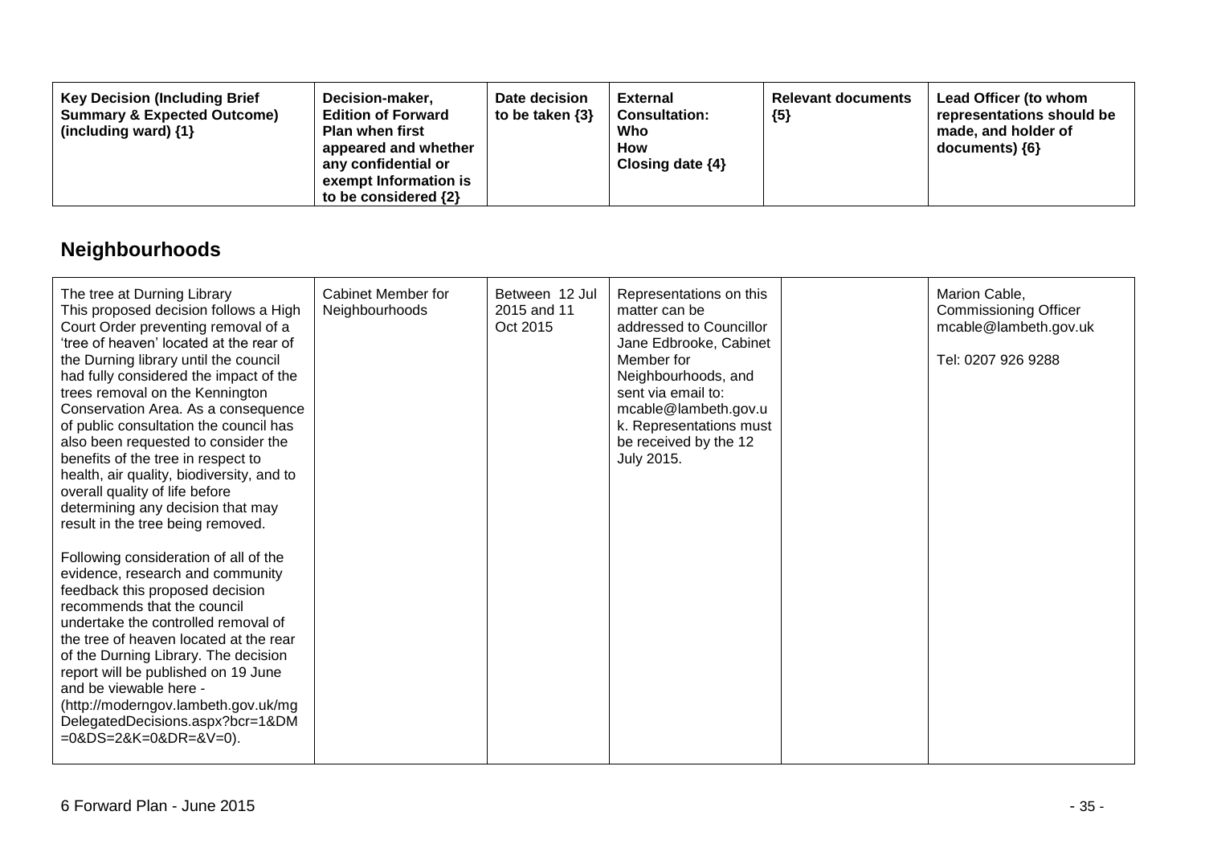| Key Decision (Including Brief Summary & Expected Outcome) (including ward) {1} | Decision-maker, Edition of Forward Plan when first appeared and whether any confidential or exempt Information is to be considered {2} | Date decision to be taken {3} | External Consultation: Who How Closing date {4} | Relevant documents {5} | Lead Officer (to whom representations should be made, and holder of documents) {6} |
|---|---|---|---|---|---|

## Neighbourhoods

| | | | | | |
|---|---|---|---|---|---|
| The tree at Durning Library<br>This proposed decision follows a High Court Order preventing removal of a 'tree of heaven' located at the rear of the Durning library until the council had fully considered the impact of the trees removal on the Kennington Conservation Area. As a consequence of public consultation the council has also been requested to consider the benefits of the tree in respect to health, air quality, biodiversity, and to overall quality of life before determining any decision that may result in the tree being removed.<br><br>Following consideration of all of the evidence, research and community feedback this proposed decision recommends that the council undertake the controlled removal of the tree of heaven located at the rear of the Durning Library. The decision report will be published on 19 June and be viewable here - (http://moderngov.lambeth.gov.uk/mgDelegatedDecisions.aspx?bcr=1&DM=0&DS=2&K=0&DR=&V=0). | Cabinet Member for Neighbourhoods | Between 12 Jul 2015 and 11 Oct 2015 | Representations on this matter can be addressed to Councillor Jane Edbrooke, Cabinet Member for Neighbourhoods, and sent via email to: mcable@lambeth.gov.uk. Representations must be received by the 12 July 2015. | | Marion Cable, Commissioning Officer mcable@lambeth.gov.uk<br><br>Tel: 0207 926 9288 |

6 Forward Plan - June 2015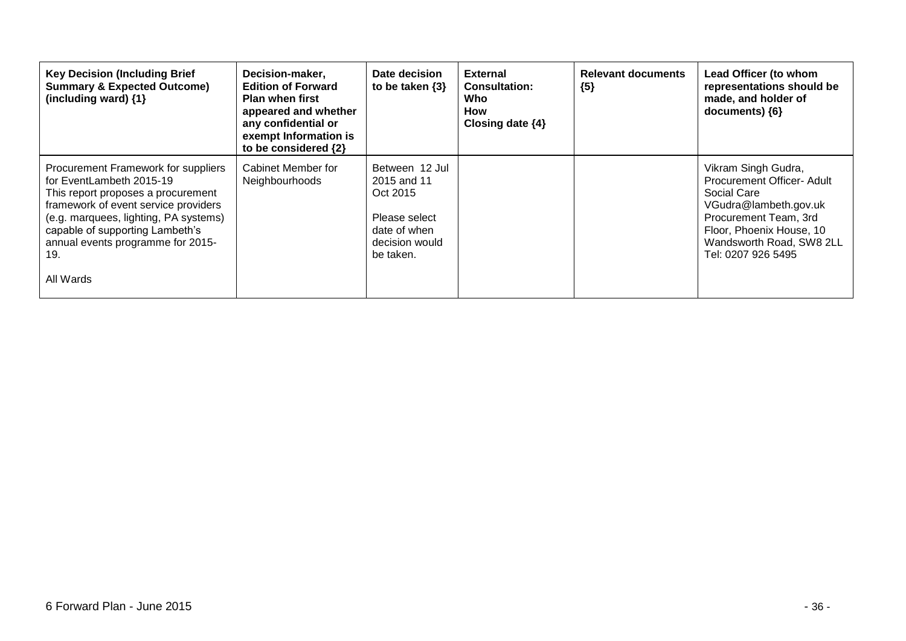| Key Decision (Including Brief Summary & Expected Outcome) (including ward) {1} | Decision-maker, Edition of Forward Plan when first appeared and whether any confidential or exempt Information is to be considered {2} | Date decision to be taken {3} | External Consultation: Who How Closing date {4} | Relevant documents {5} | Lead Officer (to whom representations should be made, and holder of documents) {6} |
|---|---|---|---|---|---|
| Procurement Framework for suppliers for EventLambeth 2015-19<br>This report proposes a procurement framework of event service providers (e.g. marquees, lighting, PA systems) capable of supporting Lambeth's annual events programme for 2015-19.<br><br>All Wards | Cabinet Member for Neighbourhoods | Between 12 Jul 2015 and 11 Oct 2015<br><br>Please select date of when decision would be taken. | | | Vikram Singh Gudra, Procurement Officer- Adult Social Care<br>VGudra@lambeth.gov.uk<br>Procurement Team, 3rd Floor, Phoenix House, 10 Wandsworth Road, SW8 2LL<br>Tel: 0207 926 5495 |

6 Forward Plan - June 2015